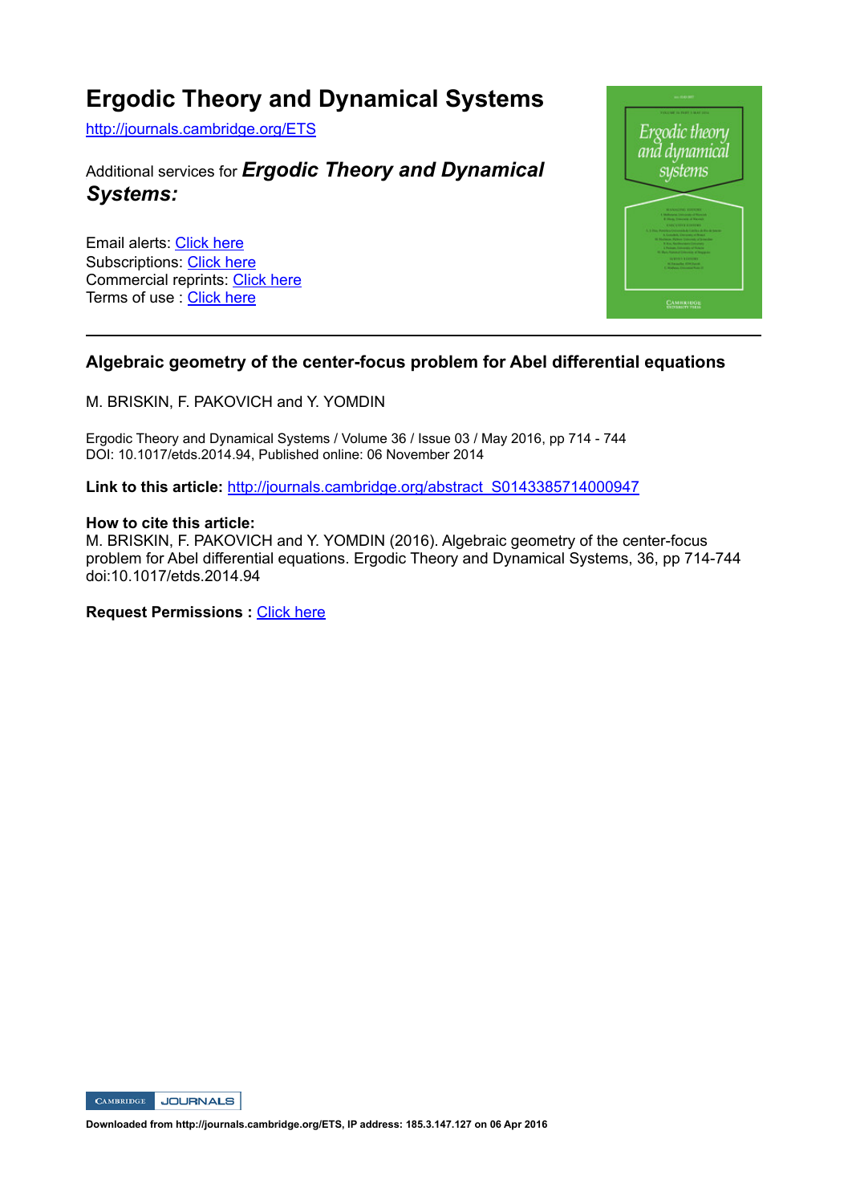# Ergodic Theory and Dynamical Systems

http://journals.cambridge.org/ETS

Additional services for ***Ergodic Theory and Dynamical Systems:***

Email alerts: Click here
Subscriptions: Click here
Commercial reprints: Click here
Terms of use : Click here

---

## Algebraic geometry of the center-focus problem for Abel differential equations

M. BRISKIN, F. PAKOVICH and Y. YOMDIN

Ergodic Theory and Dynamical Systems / Volume 36 / Issue 03 / May 2016, pp 714 - 744
DOI: 10.1017/etds.2014.94, Published online: 06 November 2014

**Link to this article:** http://journals.cambridge.org/abstract_S0143385714000947

**How to cite this article:**
M. BRISKIN, F. PAKOVICH and Y. YOMDIN (2016). Algebraic geometry of the center-focus problem for Abel differential equations. Ergodic Theory and Dynamical Systems, 36, pp 714-744 doi:10.1017/etds.2014.94

**Request Permissions :** Click here

**Downloaded from http://journals.cambridge.org/ETS, IP address: 185.3.147.127 on 06 Apr 2016**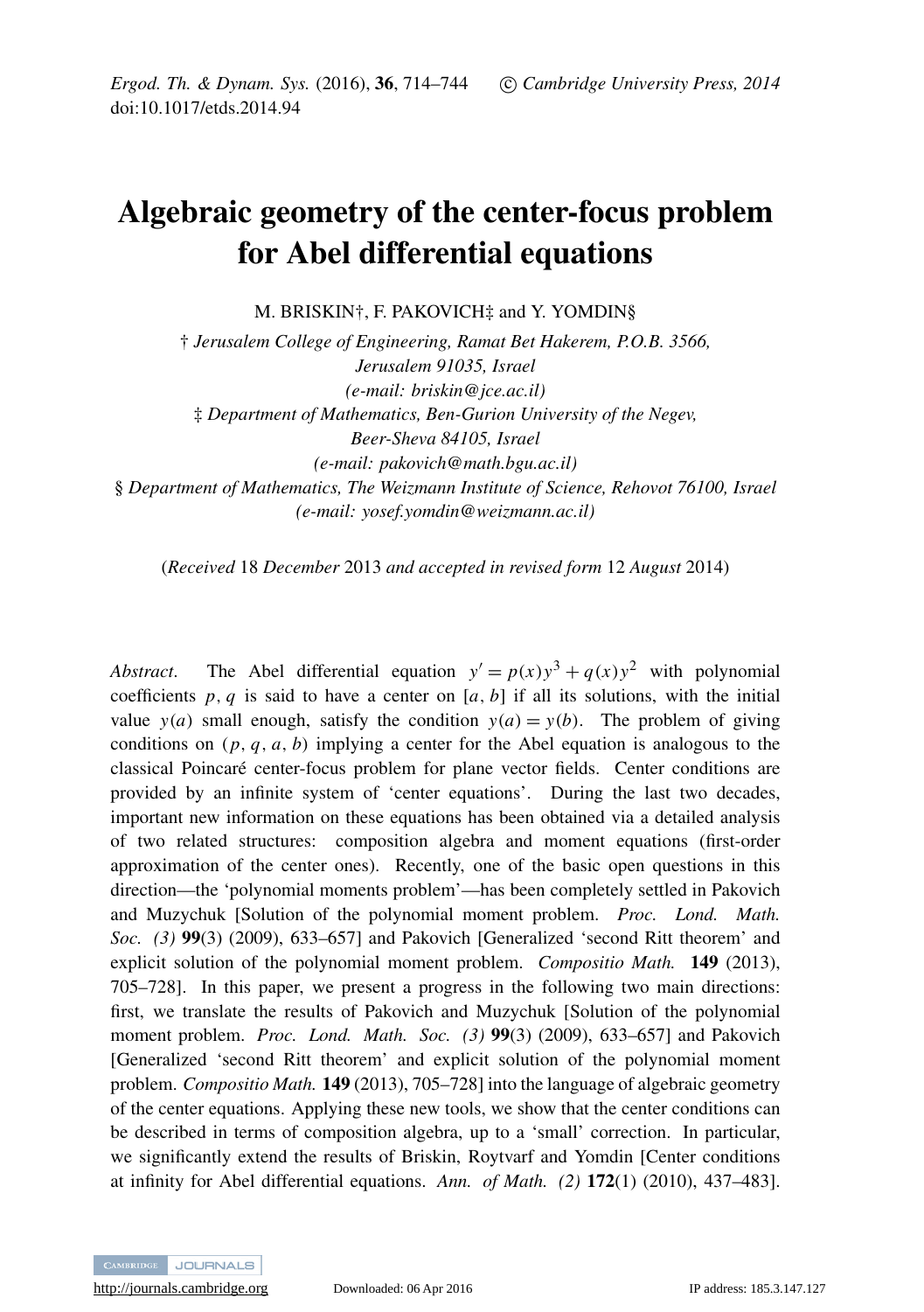# Algebraic geometry of the center-focus problem for Abel differential equations

M. BRISKIN†, F. PAKOVICH‡ and Y. YOMDIN§

† *Jerusalem College of Engineering, Ramat Bet Hakerem, P.O.B. 3566, Jerusalem 91035, Israel*
*(e-mail: briskin@jce.ac.il)*

‡ *Department of Mathematics, Ben-Gurion University of the Negev, Beer-Sheva 84105, Israel*
*(e-mail: pakovich@math.bgu.ac.il)*

§ *Department of Mathematics, The Weizmann Institute of Science, Rehovot 76100, Israel*
*(e-mail: yosef.yomdin@weizmann.ac.il)*

(*Received* 18 *December* 2013 *and accepted in revised form* 12 *August* 2014)

*Abstract*. The Abel differential equation $y' = p(x)y^3 + q(x)y^2$ with polynomial coefficients $p, q$ is said to have a center on $[a, b]$ if all its solutions, with the initial value $y(a)$ small enough, satisfy the condition $y(a) = y(b)$. The problem of giving conditions on $(p, q, a, b)$ implying a center for the Abel equation is analogous to the classical Poincaré center-focus problem for plane vector fields. Center conditions are provided by an infinite system of 'center equations'. During the last two decades, important new information on these equations has been obtained via a detailed analysis of two related structures: composition algebra and moment equations (first-order approximation of the center ones). Recently, one of the basic open questions in this direction—the 'polynomial moments problem'—has been completely settled in Pakovich and Muzychuk [Solution of the polynomial moment problem. *Proc. Lond. Math. Soc. (3)* **99**(3) (2009), 633–657] and Pakovich [Generalized 'second Ritt theorem' and explicit solution of the polynomial moment problem. *Compositio Math.* **149** (2013), 705–728]. In this paper, we present a progress in the following two main directions: first, we translate the results of Pakovich and Muzychuk [Solution of the polynomial moment problem. *Proc. Lond. Math. Soc. (3)* **99**(3) (2009), 633–657] and Pakovich [Generalized 'second Ritt theorem' and explicit solution of the polynomial moment problem. *Compositio Math.* **149** (2013), 705–728] into the language of algebraic geometry of the center equations. Applying these new tools, we show that the center conditions can be described in terms of composition algebra, up to a 'small' correction. In particular, we significantly extend the results of Briskin, Roytvarf and Yomdin [Center conditions at infinity for Abel differential equations. *Ann. of Math. (2)* **172**(1) (2010), 437–483].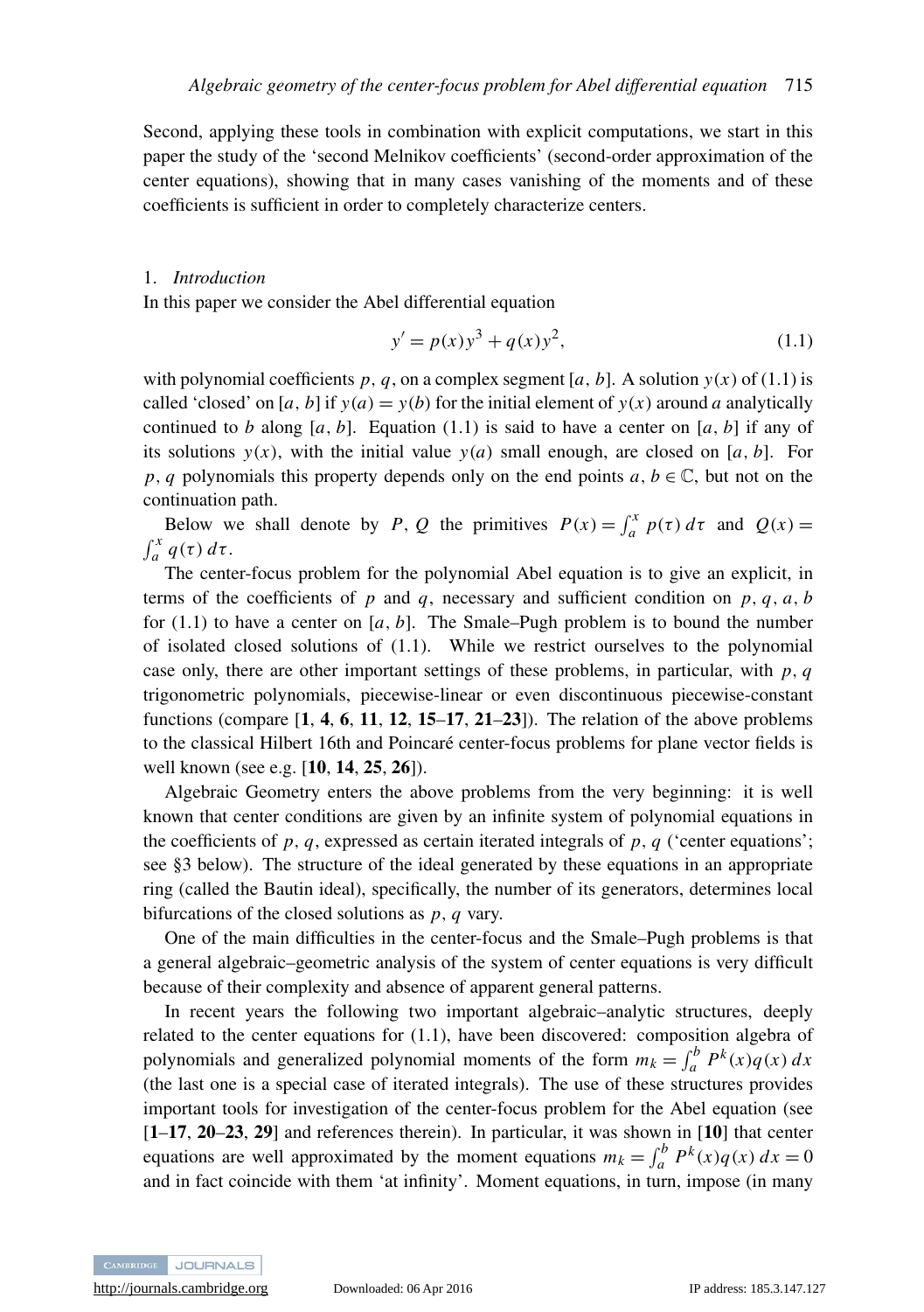Second, applying these tools in combination with explicit computations, we start in this paper the study of the 'second Melnikov coefficients' (second-order approximation of the center equations), showing that in many cases vanishing of the moments and of these coefficients is sufficient in order to completely characterize centers.

## 1. *Introduction*

In this paper we consider the Abel differential equation

$$y' = p(x)y^3 + q(x)y^2, \tag{1.1}$$

with polynomial coefficients $p$, $q$, on a complex segment $[a, b]$. A solution $y(x)$ of (1.1) is called 'closed' on $[a, b]$ if $y(a) = y(b)$ for the initial element of $y(x)$ around $a$ analytically continued to $b$ along $[a, b]$. Equation (1.1) is said to have a center on $[a, b]$ if any of its solutions $y(x)$, with the initial value $y(a)$ small enough, are closed on $[a, b]$. For $p$, $q$ polynomials this property depends only on the end points $a, b \in \mathbb{C}$, but not on the continuation path.

Below we shall denote by $P$, $Q$ the primitives $P(x) = \int_a^x p(\tau)\, d\tau$ and $Q(x) = \int_a^x q(\tau)\, d\tau$.

The center-focus problem for the polynomial Abel equation is to give an explicit, in terms of the coefficients of $p$ and $q$, necessary and sufficient condition on $p, q, a, b$ for (1.1) to have a center on $[a, b]$. The Smale–Pugh problem is to bound the number of isolated closed solutions of (1.1). While we restrict ourselves to the polynomial case only, there are other important settings of these problems, in particular, with $p$, $q$ trigonometric polynomials, piecewise-linear or even discontinuous piecewise-constant functions (compare [**1**, **4**, **6**, **11**, **12**, **15**–**17**, **21**–**23**]). The relation of the above problems to the classical Hilbert 16th and Poincaré center-focus problems for plane vector fields is well known (see e.g. [**10**, **14**, **25**, **26**]).

Algebraic Geometry enters the above problems from the very beginning: it is well known that center conditions are given by an infinite system of polynomial equations in the coefficients of $p$, $q$, expressed as certain iterated integrals of $p$, $q$ ('center equations'; see §3 below). The structure of the ideal generated by these equations in an appropriate ring (called the Bautin ideal), specifically, the number of its generators, determines local bifurcations of the closed solutions as $p$, $q$ vary.

One of the main difficulties in the center-focus and the Smale–Pugh problems is that a general algebraic–geometric analysis of the system of center equations is very difficult because of their complexity and absence of apparent general patterns.

In recent years the following two important algebraic–analytic structures, deeply related to the center equations for (1.1), have been discovered: composition algebra of polynomials and generalized polynomial moments of the form $m_k = \int_a^b P^k(x)q(x)\, dx$ (the last one is a special case of iterated integrals). The use of these structures provides important tools for investigation of the center-focus problem for the Abel equation (see [**1**–**17**, **20**–**23**, **29**] and references therein). In particular, it was shown in [**10**] that center equations are well approximated by the moment equations $m_k = \int_a^b P^k(x)q(x)\, dx = 0$ and in fact coincide with them 'at infinity'. Moment equations, in turn, impose (in many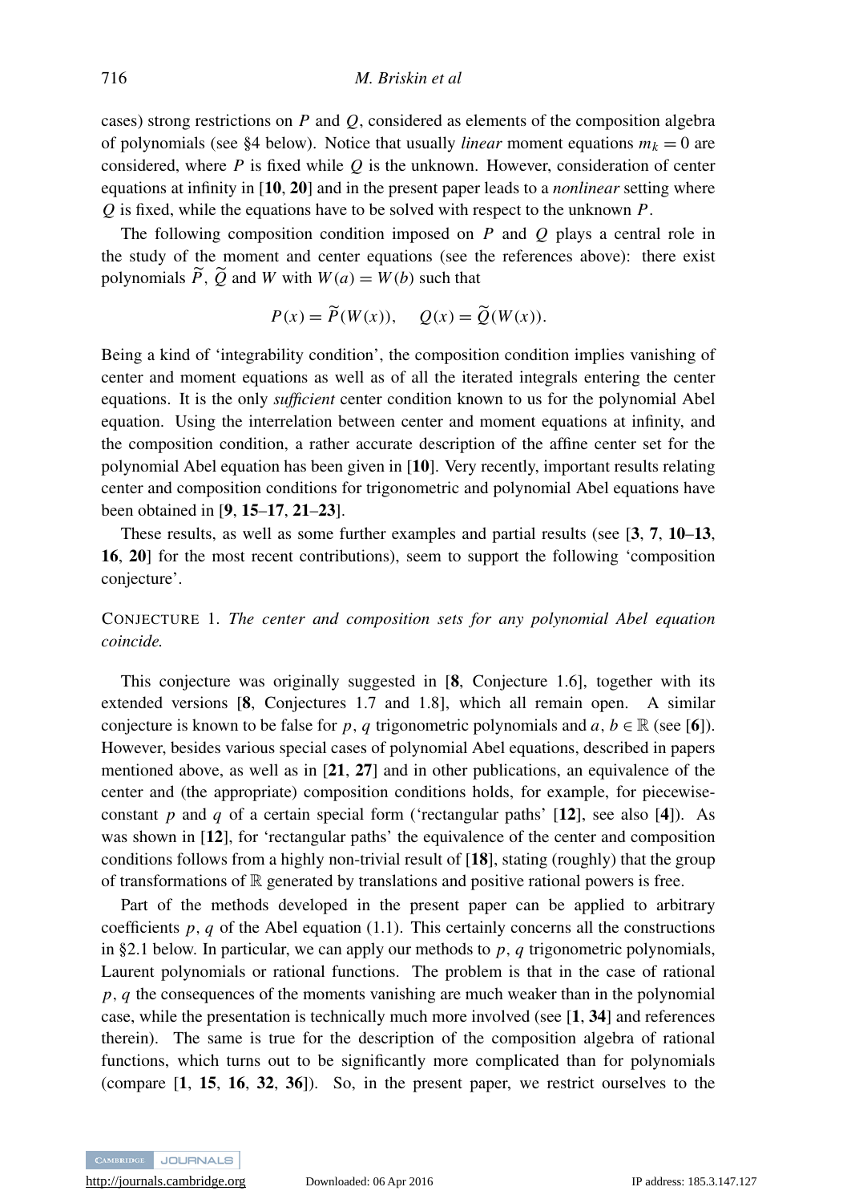cases) strong restrictions on $P$ and $Q$, considered as elements of the composition algebra of polynomials (see §4 below). Notice that usually *linear* moment equations $m_k = 0$ are considered, where $P$ is fixed while $Q$ is the unknown. However, consideration of center equations at infinity in [**10**, **20**] and in the present paper leads to a *nonlinear* setting where $Q$ is fixed, while the equations have to be solved with respect to the unknown $P$.

The following composition condition imposed on $P$ and $Q$ plays a central role in the study of the moment and center equations (see the references above): there exist polynomials $\widetilde{P}$, $\widetilde{Q}$ and $W$ with $W(a) = W(b)$ such that

$$P(x) = \widetilde{P}(W(x)), \quad Q(x) = \widetilde{Q}(W(x)).$$

Being a kind of 'integrability condition', the composition condition implies vanishing of center and moment equations as well as of all the iterated integrals entering the center equations. It is the only *sufficient* center condition known to us for the polynomial Abel equation. Using the interrelation between center and moment equations at infinity, and the composition condition, a rather accurate description of the affine center set for the polynomial Abel equation has been given in [**10**]. Very recently, important results relating center and composition conditions for trigonometric and polynomial Abel equations have been obtained in [**9**, **15**–**17**, **21**–**23**].

These results, as well as some further examples and partial results (see [**3**, **7**, **10**–**13**, **16**, **20**] for the most recent contributions), seem to support the following 'composition conjecture'.

CONJECTURE 1. *The center and composition sets for any polynomial Abel equation coincide.*

This conjecture was originally suggested in [**8**, Conjecture 1.6], together with its extended versions [**8**, Conjectures 1.7 and 1.8], which all remain open. A similar conjecture is known to be false for $p$, $q$ trigonometric polynomials and $a$, $b \in \mathbb{R}$ (see [**6**]). However, besides various special cases of polynomial Abel equations, described in papers mentioned above, as well as in [**21**, **27**] and in other publications, an equivalence of the center and (the appropriate) composition conditions holds, for example, for piecewise-constant $p$ and $q$ of a certain special form ('rectangular paths' [**12**], see also [**4**]). As was shown in [**12**], for 'rectangular paths' the equivalence of the center and composition conditions follows from a highly non-trivial result of [**18**], stating (roughly) that the group of transformations of $\mathbb{R}$ generated by translations and positive rational powers is free.

Part of the methods developed in the present paper can be applied to arbitrary coefficients $p$, $q$ of the Abel equation (1.1). This certainly concerns all the constructions in §2.1 below. In particular, we can apply our methods to $p$, $q$ trigonometric polynomials, Laurent polynomials or rational functions. The problem is that in the case of rational $p$, $q$ the consequences of the moments vanishing are much weaker than in the polynomial case, while the presentation is technically much more involved (see [**1**, **34**] and references therein). The same is true for the description of the composition algebra of rational functions, which turns out to be significantly more complicated than for polynomials (compare [**1**, **15**, **16**, **32**, **36**]). So, in the present paper, we restrict ourselves to the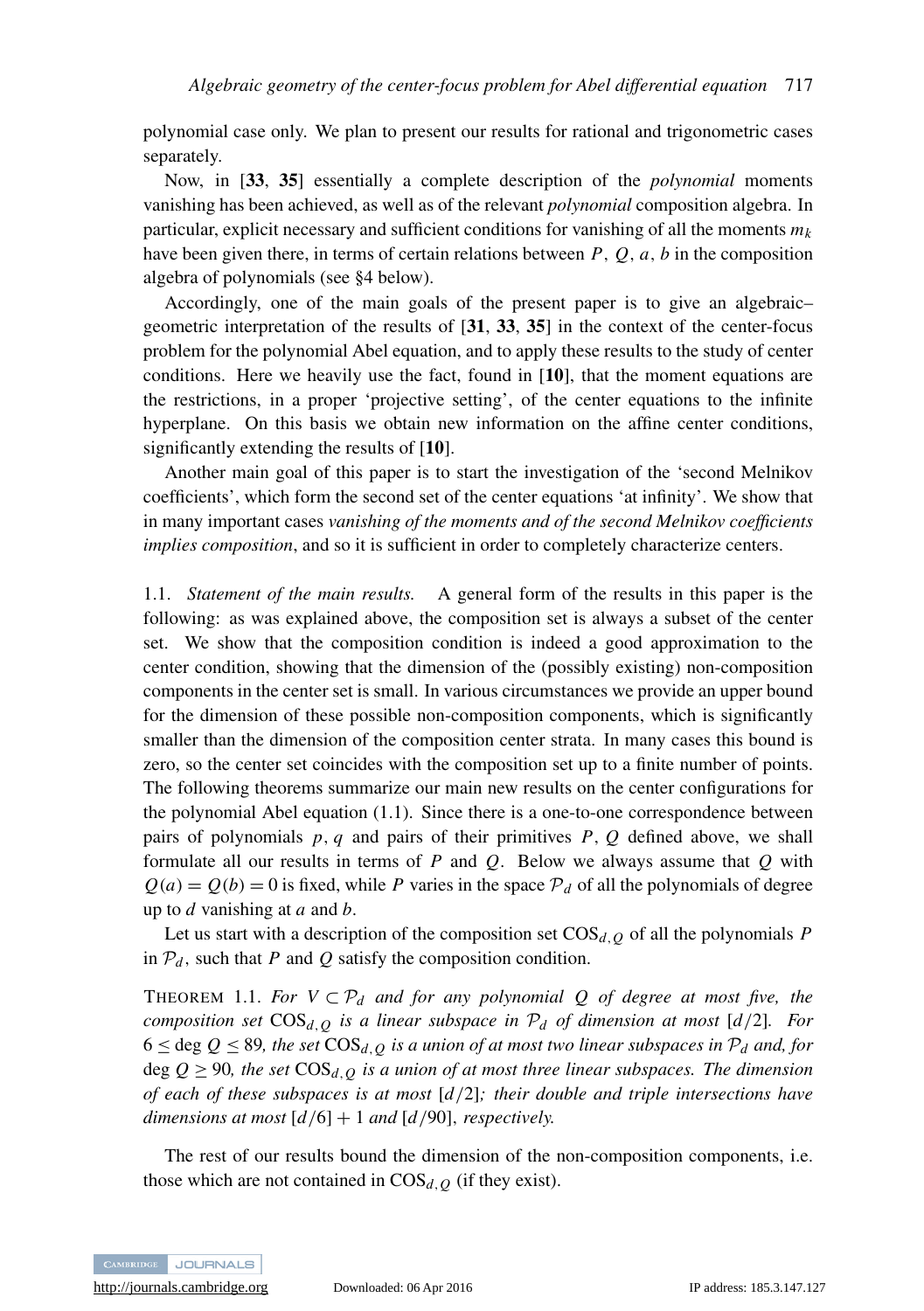polynomial case only. We plan to present our results for rational and trigonometric cases separately.

Now, in [**33**, **35**] essentially a complete description of the *polynomial* moments vanishing has been achieved, as well as of the relevant *polynomial* composition algebra. In particular, explicit necessary and sufficient conditions for vanishing of all the moments $m_k$ have been given there, in terms of certain relations between $P$, $Q$, $a$, $b$ in the composition algebra of polynomials (see §4 below).

Accordingly, one of the main goals of the present paper is to give an algebraic–geometric interpretation of the results of [**31**, **33**, **35**] in the context of the center-focus problem for the polynomial Abel equation, and to apply these results to the study of center conditions. Here we heavily use the fact, found in [**10**], that the moment equations are the restrictions, in a proper 'projective setting', of the center equations to the infinite hyperplane. On this basis we obtain new information on the affine center conditions, significantly extending the results of [**10**].

Another main goal of this paper is to start the investigation of the 'second Melnikov coefficients', which form the second set of the center equations 'at infinity'. We show that in many important cases *vanishing of the moments and of the second Melnikov coefficients implies composition*, and so it is sufficient in order to completely characterize centers.

1.1. *Statement of the main results.* A general form of the results in this paper is the following: as was explained above, the composition set is always a subset of the center set. We show that the composition condition is indeed a good approximation to the center condition, showing that the dimension of the (possibly existing) non-composition components in the center set is small. In various circumstances we provide an upper bound for the dimension of these possible non-composition components, which is significantly smaller than the dimension of the composition center strata. In many cases this bound is zero, so the center set coincides with the composition set up to a finite number of points. The following theorems summarize our main new results on the center configurations for the polynomial Abel equation (1.1). Since there is a one-to-one correspondence between pairs of polynomials $p$, $q$ and pairs of their primitives $P$, $Q$ defined above, we shall formulate all our results in terms of $P$ and $Q$. Below we always assume that $Q$ with $Q(a) = Q(b) = 0$ is fixed, while $P$ varies in the space $\mathcal{P}_d$ of all the polynomials of degree up to $d$ vanishing at $a$ and $b$.

Let us start with a description of the composition set $\mathrm{COS}_{d,Q}$ of all the polynomials $P$ in $\mathcal{P}_d$, such that $P$ and $Q$ satisfy the composition condition.

THEOREM 1.1. *For $V \subset \mathcal{P}_d$ and for any polynomial $Q$ of degree at most five, the composition set $\mathrm{COS}_{d,Q}$ is a linear subspace in $\mathcal{P}_d$ of dimension at most $[d/2]$. For $6 \le \deg Q \le 89$, the set $\mathrm{COS}_{d,Q}$ is a union of at most two linear subspaces in $\mathcal{P}_d$ and, for $\deg Q \ge 90$, the set $\mathrm{COS}_{d,Q}$ is a union of at most three linear subspaces. The dimension of each of these subspaces is at most $[d/2]$; their double and triple intersections have dimensions at most $[d/6] + 1$ and $[d/90]$, respectively.*

The rest of our results bound the dimension of the non-composition components, i.e. those which are not contained in $\mathrm{COS}_{d,Q}$ (if they exist).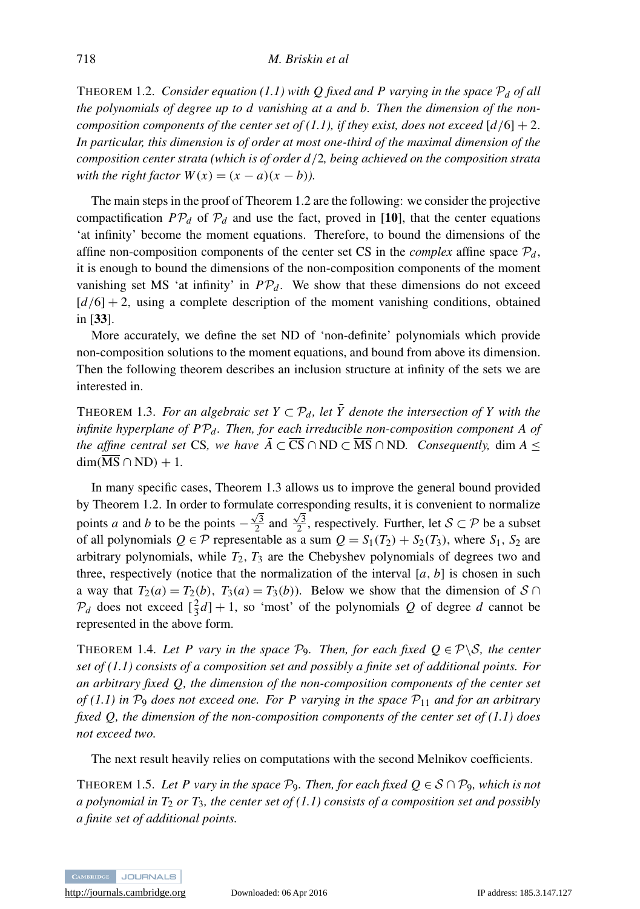THEOREM 1.2. *Consider equation (1.1) with $Q$ fixed and $P$ varying in the space $\mathcal{P}_d$ of all the polynomials of degree up to $d$ vanishing at $a$ and $b$. Then the dimension of the non-composition components of the center set of (1.1), if they exist, does not exceed $[d/6] + 2$. In particular, this dimension is of order at most one-third of the maximal dimension of the composition center strata (which is of order $d/2$, being achieved on the composition strata with the right factor $W(x) = (x - a)(x - b)$).*

The main steps in the proof of Theorem 1.2 are the following: we consider the projective compactification $P\mathcal{P}_d$ of $\mathcal{P}_d$ and use the fact, proved in [**10**], that the center equations 'at infinity' become the moment equations. Therefore, to bound the dimensions of the affine non-composition components of the center set CS in the *complex* affine space $\mathcal{P}_d$, it is enough to bound the dimensions of the non-composition components of the moment vanishing set MS 'at infinity' in $P\mathcal{P}_d$. We show that these dimensions do not exceed $[d/6] + 2$, using a complete description of the moment vanishing conditions, obtained in [**33**].

More accurately, we define the set ND of 'non-definite' polynomials which provide non-composition solutions to the moment equations, and bound from above its dimension. Then the following theorem describes an inclusion structure at infinity of the sets we are interested in.

THEOREM 1.3. *For an algebraic set $Y \subset \mathcal{P}_d$, let $\bar{Y}$ denote the intersection of $Y$ with the infinite hyperplane of $P\mathcal{P}_d$. Then, for each irreducible non-composition component $A$ of the affine central set* CS*, we have $\bar{A} \subset \overline{\text{CS}} \cap \text{ND} \subset \overline{\text{MS}} \cap \text{ND}$. Consequently,* $\dim A \leq \dim(\overline{\text{MS}} \cap \text{ND}) + 1$.

In many specific cases, Theorem 1.3 allows us to improve the general bound provided by Theorem 1.2. In order to formulate corresponding results, it is convenient to normalize points $a$ and $b$ to be the points $-\frac{\sqrt{3}}{2}$ and $\frac{\sqrt{3}}{2}$, respectively. Further, let $\mathcal{S} \subset \mathcal{P}$ be a subset of all polynomials $Q \in \mathcal{P}$ representable as a sum $Q = S_1(T_2) + S_2(T_3)$, where $S_1$, $S_2$ are arbitrary polynomials, while $T_2$, $T_3$ are the Chebyshev polynomials of degrees two and three, respectively (notice that the normalization of the interval $[a, b]$ is chosen in such a way that $T_2(a) = T_2(b)$, $T_3(a) = T_3(b)$). Below we show that the dimension of $\mathcal{S} \cap \mathcal{P}_d$ does not exceed $[\frac{2}{3}d] + 1$, so 'most' of the polynomials $Q$ of degree $d$ cannot be represented in the above form.

THEOREM 1.4. *Let $P$ vary in the space $\mathcal{P}_9$. Then, for each fixed $Q \in \mathcal{P}\backslash\mathcal{S}$, the center set of (1.1) consists of a composition set and possibly a finite set of additional points. For an arbitrary fixed $Q$, the dimension of the non-composition components of the center set of (1.1) in $\mathcal{P}_9$ does not exceed one. For $P$ varying in the space $\mathcal{P}_{11}$ and for an arbitrary fixed $Q$, the dimension of the non-composition components of the center set of (1.1) does not exceed two.*

The next result heavily relies on computations with the second Melnikov coefficients.

THEOREM 1.5. *Let $P$ vary in the space $\mathcal{P}_9$. Then, for each fixed $Q \in \mathcal{S} \cap \mathcal{P}_9$, which is not a polynomial in $T_2$ or $T_3$, the center set of (1.1) consists of a composition set and possibly a finite set of additional points.*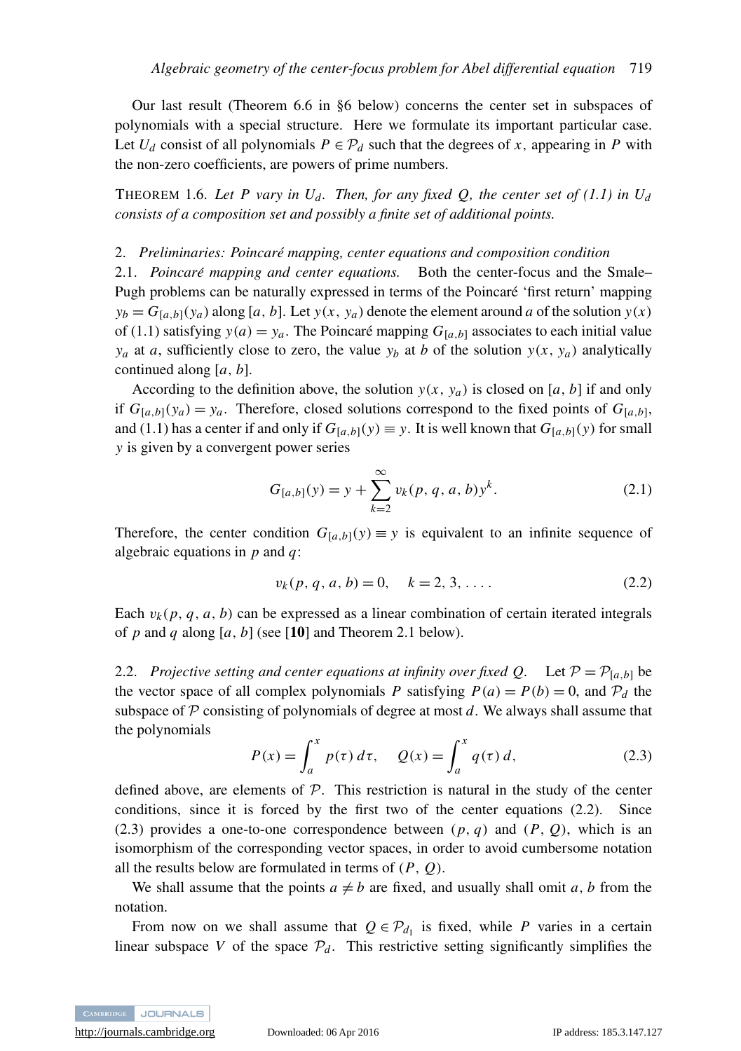Our last result (Theorem 6.6 in §6 below) concerns the center set in subspaces of polynomials with a special structure. Here we formulate its important particular case. Let $U_d$ consist of all polynomials $P \in \mathcal{P}_d$ such that the degrees of $x$, appearing in $P$ with the non-zero coefficients, are powers of prime numbers.

THEOREM 1.6. *Let $P$ vary in $U_d$. Then, for any fixed $Q$, the center set of (1.1) in $U_d$ consists of a composition set and possibly a finite set of additional points.*

## 2. *Preliminaries: Poincaré mapping, center equations and composition condition*

### 2.1. *Poincaré mapping and center equations.*

Both the center-focus and the Smale–Pugh problems can be naturally expressed in terms of the Poincaré 'first return' mapping $y_b = G_{[a,b]}(y_a)$ along $[a, b]$. Let $y(x, y_a)$ denote the element around $a$ of the solution $y(x)$ of (1.1) satisfying $y(a) = y_a$. The Poincaré mapping $G_{[a,b]}$ associates to each initial value $y_a$ at $a$, sufficiently close to zero, the value $y_b$ at $b$ of the solution $y(x, y_a)$ analytically continued along $[a, b]$.

According to the definition above, the solution $y(x, y_a)$ is closed on $[a, b]$ if and only if $G_{[a,b]}(y_a) = y_a$. Therefore, closed solutions correspond to the fixed points of $G_{[a,b]}$, and (1.1) has a center if and only if $G_{[a,b]}(y) \equiv y$. It is well known that $G_{[a,b]}(y)$ for small $y$ is given by a convergent power series

$$G_{[a,b]}(y) = y + \sum_{k=2}^{\infty} v_k(p, q, a, b) y^k. \tag{2.1}$$

Therefore, the center condition $G_{[a,b]}(y) \equiv y$ is equivalent to an infinite sequence of algebraic equations in $p$ and $q$:

$$v_k(p, q, a, b) = 0, \quad k = 2, 3, \ldots. \tag{2.2}$$

Each $v_k(p, q, a, b)$ can be expressed as a linear combination of certain iterated integrals of $p$ and $q$ along $[a, b]$ (see [**10**] and Theorem 2.1 below).

### 2.2. *Projective setting and center equations at infinity over fixed Q.*

Let $\mathcal{P} = \mathcal{P}_{[a,b]}$ be the vector space of all complex polynomials $P$ satisfying $P(a) = P(b) = 0$, and $\mathcal{P}_d$ the subspace of $\mathcal{P}$ consisting of polynomials of degree at most $d$. We always shall assume that the polynomials

$$P(x) = \int_a^x p(\tau)\, d\tau, \quad Q(x) = \int_a^x q(\tau)\, d, \tag{2.3}$$

defined above, are elements of $\mathcal{P}$. This restriction is natural in the study of the center conditions, since it is forced by the first two of the center equations (2.2). Since (2.3) provides a one-to-one correspondence between $(p, q)$ and $(P, Q)$, which is an isomorphism of the corresponding vector spaces, in order to avoid cumbersome notation all the results below are formulated in terms of $(P, Q)$.

We shall assume that the points $a \neq b$ are fixed, and usually shall omit $a, b$ from the notation.

From now on we shall assume that $Q \in \mathcal{P}_{d_1}$ is fixed, while $P$ varies in a certain linear subspace $V$ of the space $\mathcal{P}_d$. This restrictive setting significantly simplifies the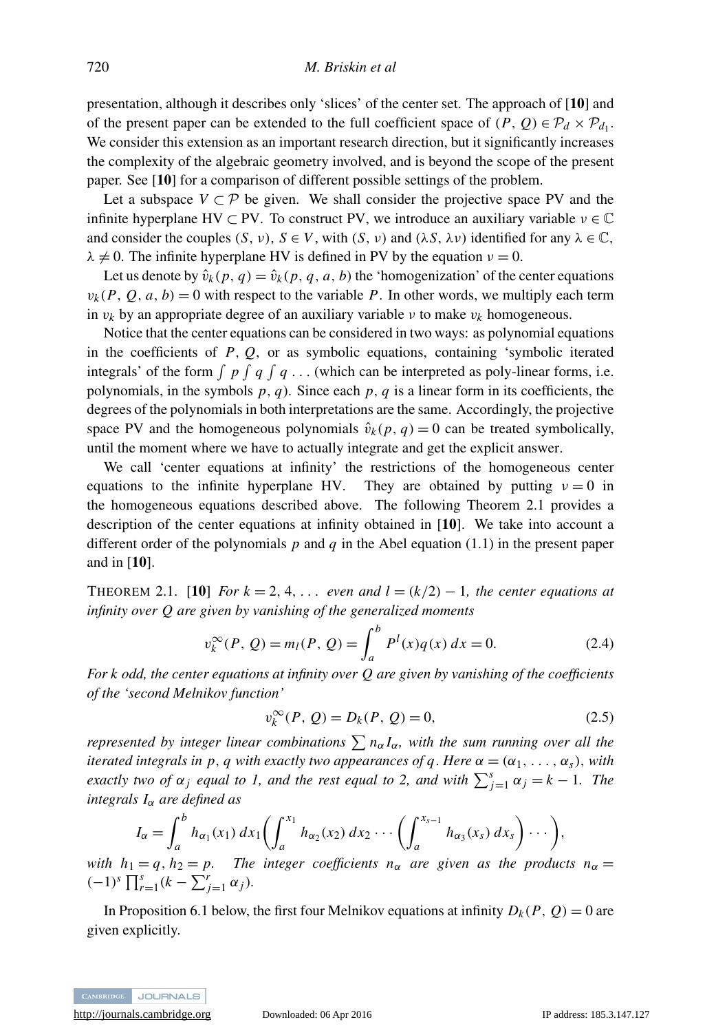presentation, although it describes only 'slices' of the center set. The approach of [**10**] and of the present paper can be extended to the full coefficient space of $(P, Q) \in \mathcal{P}_d \times \mathcal{P}_{d_1}$. We consider this extension as an important research direction, but it significantly increases the complexity of the algebraic geometry involved, and is beyond the scope of the present paper. See [**10**] for a comparison of different possible settings of the problem.

Let a subspace $V \subset \mathcal{P}$ be given. We shall consider the projective space PV and the infinite hyperplane $\mathrm{HV} \subset \mathrm{PV}$. To construct PV, we introduce an auxiliary variable $\nu \in \mathbb{C}$ and consider the couples $(S, \nu)$, $S \in V$, with $(S, \nu)$ and $(\lambda S, \lambda \nu)$ identified for any $\lambda \in \mathbb{C}$, $\lambda \neq 0$. The infinite hyperplane HV is defined in PV by the equation $\nu = 0$.

Let us denote by $\hat{v}_k(p, q) = \hat{v}_k(p, q, a, b)$ the 'homogenization' of the center equations $v_k(P, Q, a, b) = 0$ with respect to the variable $P$. In other words, we multiply each term in $v_k$ by an appropriate degree of an auxiliary variable $\nu$ to make $v_k$ homogeneous.

Notice that the center equations can be considered in two ways: as polynomial equations in the coefficients of $P$, $Q$, or as symbolic equations, containing 'symbolic iterated integrals' of the form $\int p \int q \int q \ldots$ (which can be interpreted as poly-linear forms, i.e. polynomials, in the symbols $p$, $q$). Since each $p$, $q$ is a linear form in its coefficients, the degrees of the polynomials in both interpretations are the same. Accordingly, the projective space PV and the homogeneous polynomials $\hat{v}_k(p, q) = 0$ can be treated symbolically, until the moment where we have to actually integrate and get the explicit answer.

We call 'center equations at infinity' the restrictions of the homogeneous center equations to the infinite hyperplane HV. They are obtained by putting $\nu = 0$ in the homogeneous equations described above. The following Theorem 2.1 provides a description of the center equations at infinity obtained in [**10**]. We take into account a different order of the polynomials $p$ and $q$ in the Abel equation (1.1) in the present paper and in [**10**].

THEOREM 2.1. [**10**] *For $k = 2, 4, \ldots$ even and $l = (k/2) - 1$, the center equations at infinity over $Q$ are given by vanishing of the generalized moments*

$$v_k^{\infty}(P, Q) = m_l(P, Q) = \int_a^b P^l(x) q(x)\, dx = 0. \tag{2.4}$$

*For $k$ odd, the center equations at infinity over $Q$ are given by vanishing of the coefficients of the 'second Melnikov function'*

$$v_k^{\infty}(P, Q) = D_k(P, Q) = 0, \tag{2.5}$$

*represented by integer linear combinations $\sum n_\alpha I_\alpha$, with the sum running over all the iterated integrals in $p$, $q$ with exactly two appearances of $q$. Here $\alpha = (\alpha_1, \ldots, \alpha_s)$, with exactly two of $\alpha_j$ equal to 1, and the rest equal to 2, and with $\sum_{j=1}^{s} \alpha_j = k - 1$. The integrals $I_\alpha$ are defined as*

$$I_\alpha = \int_a^b h_{\alpha_1}(x_1)\, dx_1 \left( \int_a^{x_1} h_{\alpha_2}(x_2)\, dx_2 \cdots \left( \int_a^{x_{s-1}} h_{\alpha_3}(x_s)\, dx_s \right) \cdots \right),$$

*with $h_1 = q$, $h_2 = p$. The integer coefficients $n_\alpha$ are given as the products $n_\alpha = (-1)^s \prod_{r=1}^{s} (k - \sum_{j=1}^{r} \alpha_j)$.*

In Proposition 6.1 below, the first four Melnikov equations at infinity $D_k(P, Q) = 0$ are given explicitly.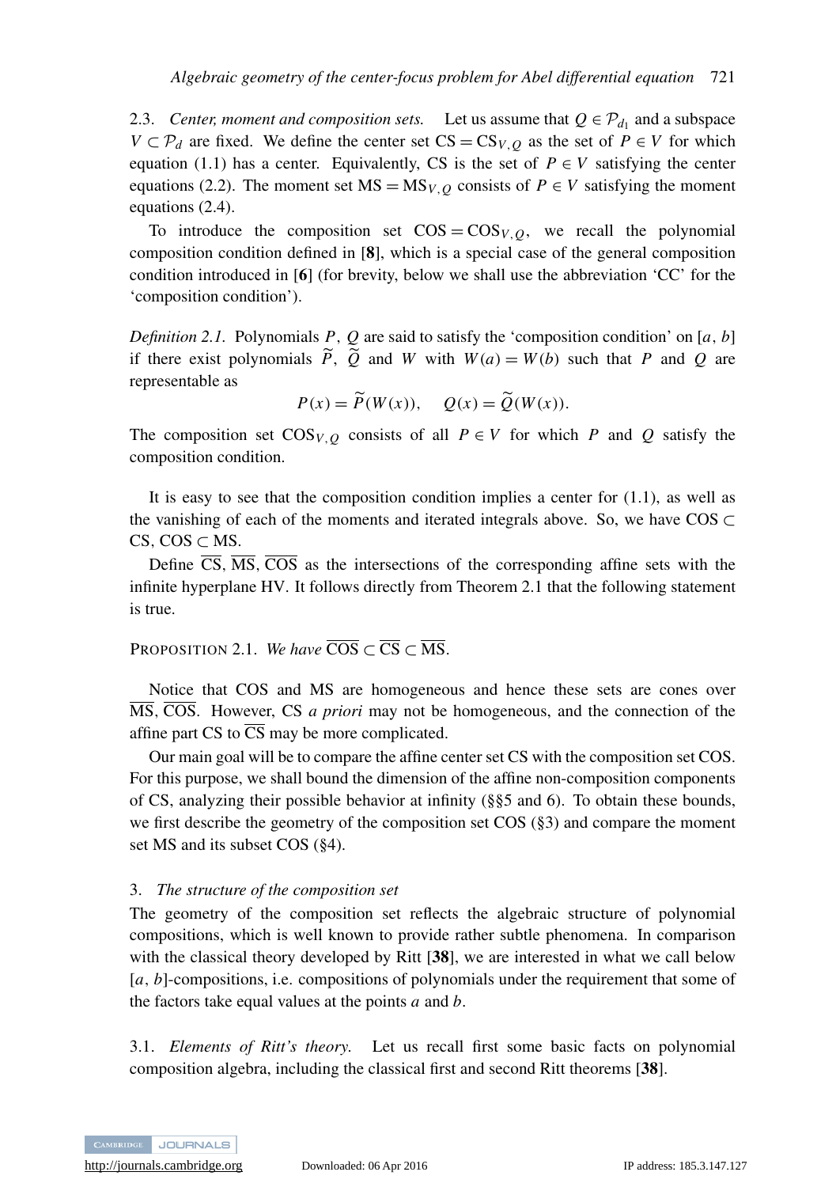2.3. *Center, moment and composition sets.* Let us assume that $Q \in \mathcal{P}_{d_1}$ and a subspace $V \subset \mathcal{P}_d$ are fixed. We define the center set $\text{CS} = \text{CS}_{V,Q}$ as the set of $P \in V$ for which equation (1.1) has a center. Equivalently, CS is the set of $P \in V$ satisfying the center equations (2.2). The moment set $\text{MS} = \text{MS}_{V,Q}$ consists of $P \in V$ satisfying the moment equations (2.4).

To introduce the composition set $\text{COS} = \text{COS}_{V,Q}$, we recall the polynomial composition condition defined in [**8**], which is a special case of the general composition condition introduced in [**6**] (for brevity, below we shall use the abbreviation 'CC' for the 'composition condition').

*Definition 2.1.* Polynomials $P$, $Q$ are said to satisfy the 'composition condition' on $[a, b]$ if there exist polynomials $\widetilde{P}$, $\widetilde{Q}$ and $W$ with $W(a) = W(b)$ such that $P$ and $Q$ are representable as

$$P(x) = \widetilde{P}(W(x)), \quad Q(x) = \widetilde{Q}(W(x)).$$

The composition set $\text{COS}_{V,Q}$ consists of all $P \in V$ for which $P$ and $Q$ satisfy the composition condition.

It is easy to see that the composition condition implies a center for (1.1), as well as the vanishing of each of the moments and iterated integrals above. So, we have $\text{COS} \subset \text{CS}$, $\text{COS} \subset \text{MS}$.

Define $\overline{\text{CS}}$, $\overline{\text{MS}}$, $\overline{\text{COS}}$ as the intersections of the corresponding affine sets with the infinite hyperplane HV. It follows directly from Theorem 2.1 that the following statement is true.

PROPOSITION 2.1. *We have* $\overline{\text{COS}} \subset \overline{\text{CS}} \subset \overline{\text{MS}}$.

Notice that COS and MS are homogeneous and hence these sets are cones over $\overline{\text{MS}}$, $\overline{\text{COS}}$. However, CS *a priori* may not be homogeneous, and the connection of the affine part CS to $\overline{\text{CS}}$ may be more complicated.

Our main goal will be to compare the affine center set CS with the composition set COS. For this purpose, we shall bound the dimension of the affine non-composition components of CS, analyzing their possible behavior at infinity (§§5 and 6). To obtain these bounds, we first describe the geometry of the composition set COS (§3) and compare the moment set MS and its subset COS (§4).

## 3. *The structure of the composition set*

The geometry of the composition set reflects the algebraic structure of polynomial compositions, which is well known to provide rather subtle phenomena. In comparison with the classical theory developed by Ritt [**38**], we are interested in what we call below $[a, b]$-compositions, i.e. compositions of polynomials under the requirement that some of the factors take equal values at the points $a$ and $b$.

3.1. *Elements of Ritt's theory.* Let us recall first some basic facts on polynomial composition algebra, including the classical first and second Ritt theorems [**38**].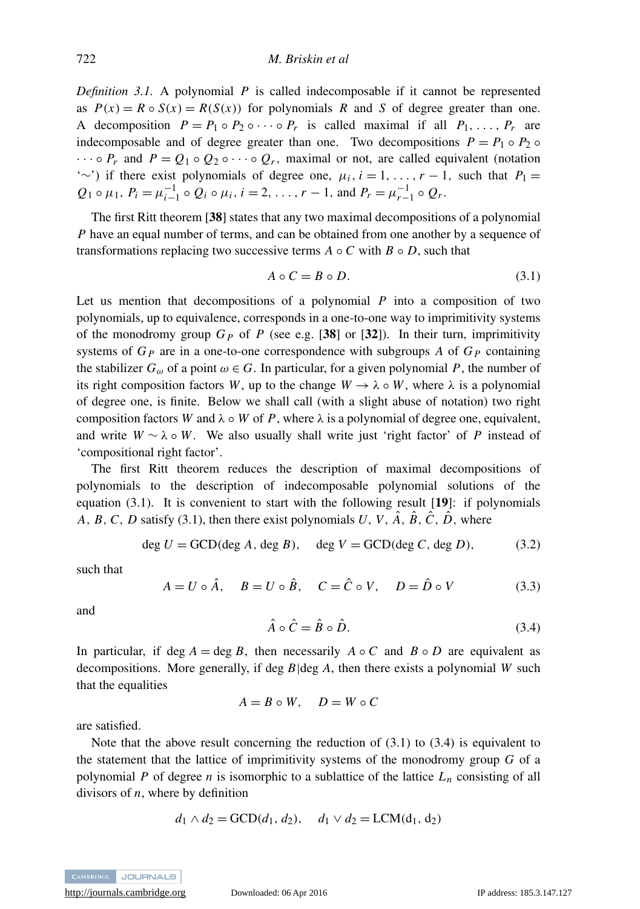*Definition 3.1.* A polynomial $P$ is called indecomposable if it cannot be represented as $P(x) = R \circ S(x) = R(S(x))$ for polynomials $R$ and $S$ of degree greater than one. A decomposition $P = P_1 \circ P_2 \circ \cdots \circ P_r$ is called maximal if all $P_1, \ldots, P_r$ are indecomposable and of degree greater than one. Two decompositions $P = P_1 \circ P_2 \circ \cdots \circ P_r$ and $P = Q_1 \circ Q_2 \circ \cdots \circ Q_r$, maximal or not, are called equivalent (notation '$\sim$') if there exist polynomials of degree one, $\mu_i$, $i = 1, \ldots, r-1$, such that $P_1 = Q_1 \circ \mu_1$, $P_i = \mu_{i-1}^{-1} \circ Q_i \circ \mu_i$, $i = 2, \ldots, r-1$, and $P_r = \mu_{r-1}^{-1} \circ Q_r$.

The first Ritt theorem [**38**] states that any two maximal decompositions of a polynomial $P$ have an equal number of terms, and can be obtained from one another by a sequence of transformations replacing two successive terms $A \circ C$ with $B \circ D$, such that

$$A \circ C = B \circ D. \tag{3.1}$$

Let us mention that decompositions of a polynomial $P$ into a composition of two polynomials, up to equivalence, corresponds in a one-to-one way to imprimitivity systems of the monodromy group $G_P$ of $P$ (see e.g. [**38**] or [**32**]). In their turn, imprimitivity systems of $G_P$ are in a one-to-one correspondence with subgroups $A$ of $G_P$ containing the stabilizer $G_\omega$ of a point $\omega \in G$. In particular, for a given polynomial $P$, the number of its right composition factors $W$, up to the change $W \to \lambda \circ W$, where $\lambda$ is a polynomial of degree one, is finite. Below we shall call (with a slight abuse of notation) two right composition factors $W$ and $\lambda \circ W$ of $P$, where $\lambda$ is a polynomial of degree one, equivalent, and write $W \sim \lambda \circ W$. We also usually shall write just 'right factor' of $P$ instead of 'compositional right factor'.

The first Ritt theorem reduces the description of maximal decompositions of polynomials to the description of indecomposable polynomial solutions of the equation (3.1). It is convenient to start with the following result [**19**]: if polynomials $A$, $B$, $C$, $D$ satisfy (3.1), then there exist polynomials $U$, $V$, $\hat{A}$, $\hat{B}$, $\hat{C}$, $\hat{D}$, where

$$\deg U = \mathrm{GCD}(\deg A, \deg B), \quad \deg V = \mathrm{GCD}(\deg C, \deg D), \tag{3.2}$$

such that

$$A = U \circ \hat{A}, \quad B = U \circ \hat{B}, \quad C = \hat{C} \circ V, \quad D = \hat{D} \circ V \tag{3.3}$$

and

$$\hat{A} \circ \hat{C} = \hat{B} \circ \hat{D}. \tag{3.4}$$

In particular, if $\deg A = \deg B$, then necessarily $A \circ C$ and $B \circ D$ are equivalent as decompositions. More generally, if $\deg B | \deg A$, then there exists a polynomial $W$ such that the equalities

$$A = B \circ W, \quad D = W \circ C$$

are satisfied.

Note that the above result concerning the reduction of (3.1) to (3.4) is equivalent to the statement that the lattice of imprimitivity systems of the monodromy group $G$ of a polynomial $P$ of degree $n$ is isomorphic to a sublattice of the lattice $L_n$ consisting of all divisors of $n$, where by definition

$$d_1 \wedge d_2 = \mathrm{GCD}(d_1, d_2), \quad d_1 \vee d_2 = \mathrm{LCM}(d_1, d_2)$$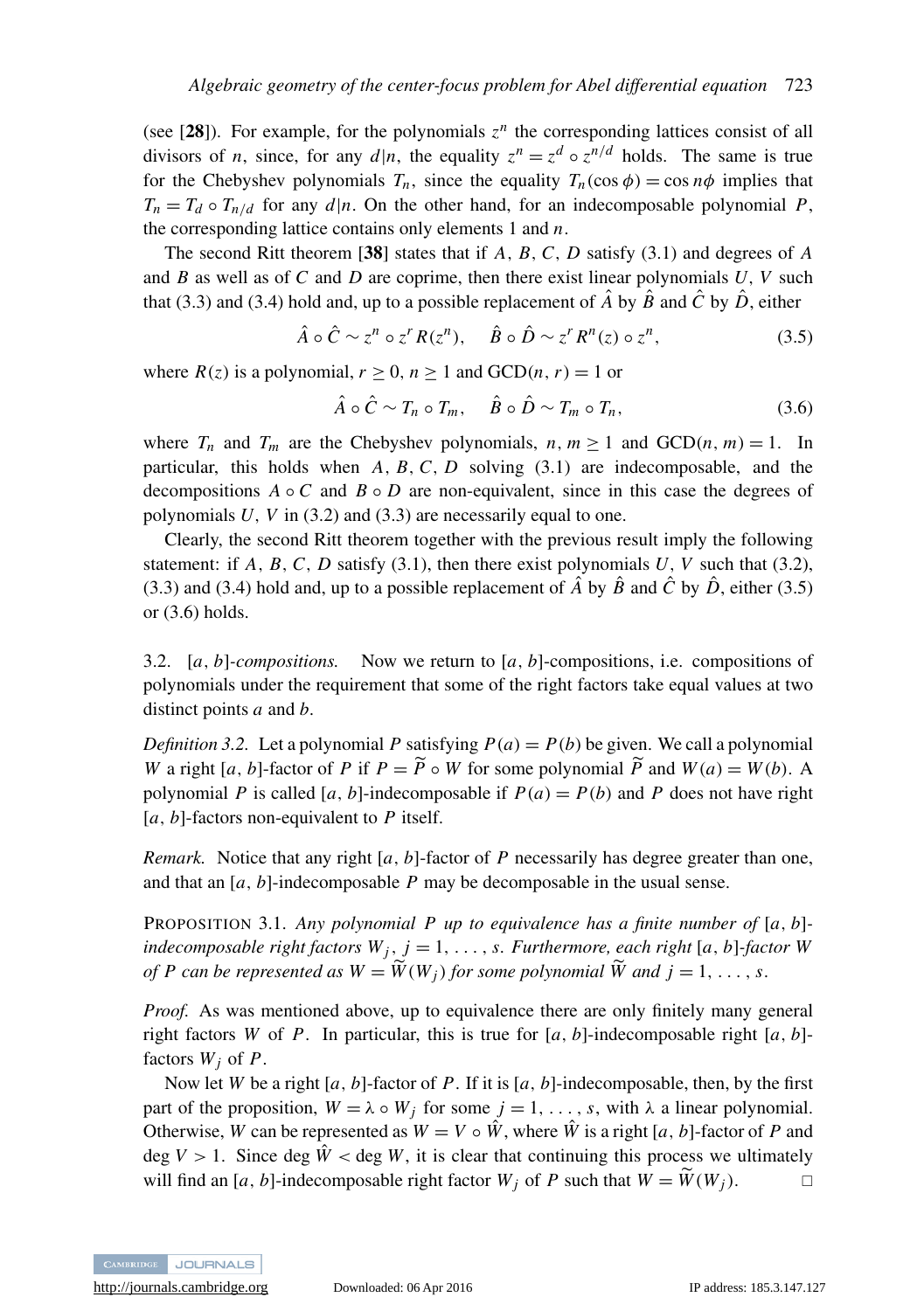(see [**28**]). For example, for the polynomials $z^n$ the corresponding lattices consist of all divisors of $n$, since, for any $d|n$, the equality $z^n = z^d \circ z^{n/d}$ holds. The same is true for the Chebyshev polynomials $T_n$, since the equality $T_n(\cos\phi) = \cos n\phi$ implies that $T_n = T_d \circ T_{n/d}$ for any $d|n$. On the other hand, for an indecomposable polynomial $P$, the corresponding lattice contains only elements 1 and $n$.

The second Ritt theorem [**38**] states that if $A$, $B$, $C$, $D$ satisfy (3.1) and degrees of $A$ and $B$ as well as of $C$ and $D$ are coprime, then there exist linear polynomials $U$, $V$ such that (3.3) and (3.4) hold and, up to a possible replacement of $\hat{A}$ by $\hat{B}$ and $\hat{C}$ by $\hat{D}$, either

$$\hat{A} \circ \hat{C} \sim z^n \circ z^r R(z^n), \quad \hat{B} \circ \hat{D} \sim z^r R^n(z) \circ z^n, \tag{3.5}$$

where $R(z)$ is a polynomial, $r \geq 0$, $n \geq 1$ and $\mathrm{GCD}(n, r) = 1$ or

$$\hat{A} \circ \hat{C} \sim T_n \circ T_m, \quad \hat{B} \circ \hat{D} \sim T_m \circ T_n, \tag{3.6}$$

where $T_n$ and $T_m$ are the Chebyshev polynomials, $n, m \geq 1$ and $\mathrm{GCD}(n, m) = 1$. In particular, this holds when $A$, $B$, $C$, $D$ solving (3.1) are indecomposable, and the decompositions $A \circ C$ and $B \circ D$ are non-equivalent, since in this case the degrees of polynomials $U$, $V$ in (3.2) and (3.3) are necessarily equal to one.

Clearly, the second Ritt theorem together with the previous result imply the following statement: if $A$, $B$, $C$, $D$ satisfy (3.1), then there exist polynomials $U$, $V$ such that (3.2), (3.3) and (3.4) hold and, up to a possible replacement of $\hat{A}$ by $\hat{B}$ and $\hat{C}$ by $\hat{D}$, either (3.5) or (3.6) holds.

### 3.2. $[a, b]$-*compositions.*

Now we return to $[a, b]$-compositions, i.e. compositions of polynomials under the requirement that some of the right factors take equal values at two distinct points $a$ and $b$.

*Definition 3.2.* Let a polynomial $P$ satisfying $P(a) = P(b)$ be given. We call a polynomial $W$ a right $[a, b]$-factor of $P$ if $P = \widetilde{P} \circ W$ for some polynomial $\widetilde{P}$ and $W(a) = W(b)$. A polynomial $P$ is called $[a, b]$-indecomposable if $P(a) = P(b)$ and $P$ does not have right $[a, b]$-factors non-equivalent to $P$ itself.

*Remark.* Notice that any right $[a, b]$-factor of $P$ necessarily has degree greater than one, and that an $[a, b]$-indecomposable $P$ may be decomposable in the usual sense.

PROPOSITION 3.1. *Any polynomial $P$ up to equivalence has a finite number of $[a, b]$-indecomposable right factors $W_j$, $j = 1, \ldots, s$. Furthermore, each right $[a, b]$-factor $W$ of $P$ can be represented as $W = \widetilde{W}(W_j)$ for some polynomial $\widetilde{W}$ and $j = 1, \ldots, s$.*

*Proof.* As was mentioned above, up to equivalence there are only finitely many general right factors $W$ of $P$. In particular, this is true for $[a, b]$-indecomposable right $[a, b]$-factors $W_j$ of $P$.

Now let $W$ be a right $[a, b]$-factor of $P$. If it is $[a, b]$-indecomposable, then, by the first part of the proposition, $W = \lambda \circ W_j$ for some $j = 1, \ldots, s$, with $\lambda$ a linear polynomial. Otherwise, $W$ can be represented as $W = V \circ \hat{W}$, where $\hat{W}$ is a right $[a, b]$-factor of $P$ and $\deg V > 1$. Since $\deg \hat{W} < \deg W$, it is clear that continuing this process we ultimately will find an $[a, b]$-indecomposable right factor $W_j$ of $P$ such that $W = \widetilde{W}(W_j)$. □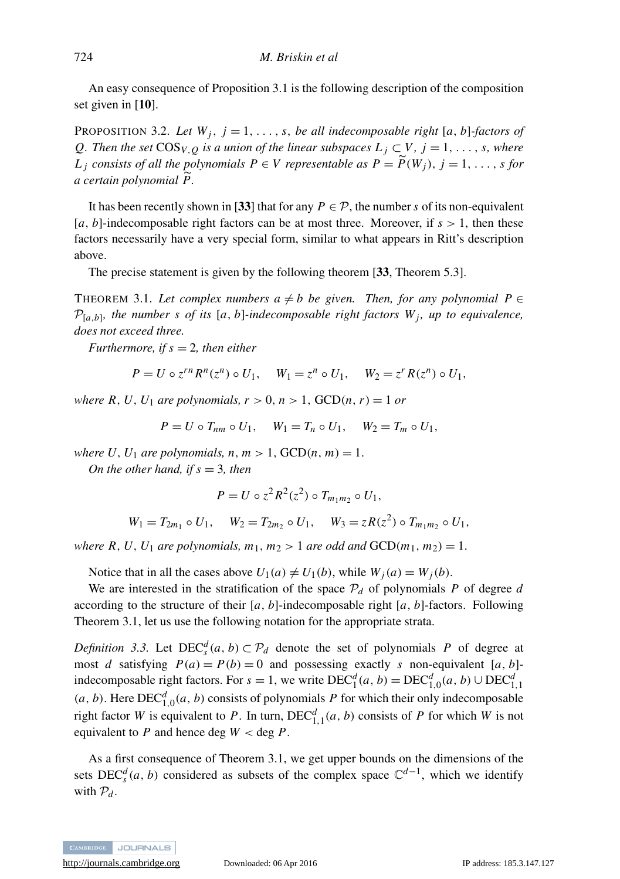An easy consequence of Proposition 3.1 is the following description of the composition set given in [**10**].

PROPOSITION 3.2. *Let $W_j$, $j = 1, \ldots, s$, be all indecomposable right $[a, b]$-factors of $Q$. Then the set $\mathrm{COS}_{V,Q}$ is a union of the linear subspaces $L_j \subset V$, $j = 1, \ldots, s$, where $L_j$ consists of all the polynomials $P \in V$ representable as $P = \widetilde{P}(W_j)$, $j = 1, \ldots, s$ for a certain polynomial $\widetilde{P}$.*

It has been recently shown in [**33**] that for any $P \in \mathcal{P}$, the number $s$ of its non-equivalent $[a, b]$-indecomposable right factors can be at most three. Moreover, if $s > 1$, then these factors necessarily have a very special form, similar to what appears in Ritt's description above.

The precise statement is given by the following theorem [**33**, Theorem 5.3].

THEOREM 3.1. *Let complex numbers $a \neq b$ be given. Then, for any polynomial $P \in \mathcal{P}_{[a,b]}$, the number $s$ of its $[a, b]$-indecomposable right factors $W_j$, up to equivalence, does not exceed three.*

*Furthermore, if $s = 2$, then either*

$$P = U \circ z^{rn} R^n(z^n) \circ U_1, \quad W_1 = z^n \circ U_1, \quad W_2 = z^r R(z^n) \circ U_1,$$

*where $R$, $U$, $U_1$ are polynomials, $r > 0$, $n > 1$, $\mathrm{GCD}(n, r) = 1$ or*

$$P = U \circ T_{nm} \circ U_1, \quad W_1 = T_n \circ U_1, \quad W_2 = T_m \circ U_1,$$

*where $U$, $U_1$ are polynomials, $n, m > 1$, $\mathrm{GCD}(n, m) = 1$.*

*On the other hand, if $s = 3$, then*

$$P = U \circ z^2 R^2(z^2) \circ T_{m_1 m_2} \circ U_1,$$

$$W_1 = T_{2m_1} \circ U_1, \quad W_2 = T_{2m_2} \circ U_1, \quad W_3 = z R(z^2) \circ T_{m_1 m_2} \circ U_1,$$

*where $R$, $U$, $U_1$ are polynomials, $m_1, m_2 > 1$ are odd and $\mathrm{GCD}(m_1, m_2) = 1$.*

Notice that in all the cases above $U_1(a) \neq U_1(b)$, while $W_j(a) = W_j(b)$.

We are interested in the stratification of the space $\mathcal{P}_d$ of polynomials $P$ of degree $d$ according to the structure of their $[a, b]$-indecomposable right $[a, b]$-factors. Following Theorem 3.1, let us use the following notation for the appropriate strata.

*Definition 3.3.* Let $\mathrm{DEC}_s^d(a, b) \subset \mathcal{P}_d$ denote the set of polynomials $P$ of degree at most $d$ satisfying $P(a) = P(b) = 0$ and possessing exactly $s$ non-equivalent $[a, b]$-indecomposable right factors. For $s = 1$, we write $\mathrm{DEC}_1^d(a, b) = \mathrm{DEC}_{1,0}^d(a, b) \cup \mathrm{DEC}_{1,1}^d(a, b)$. Here $\mathrm{DEC}_{1,0}^d(a, b)$ consists of polynomials $P$ for which their only indecomposable right factor $W$ is equivalent to $P$. In turn, $\mathrm{DEC}_{1,1}^d(a, b)$ consists of $P$ for which $W$ is not equivalent to $P$ and hence $\deg W < \deg P$.

As a first consequence of Theorem 3.1, we get upper bounds on the dimensions of the sets $\mathrm{DEC}_s^d(a, b)$ considered as subsets of the complex space $\mathbb{C}^{d-1}$, which we identify with $\mathcal{P}_d$.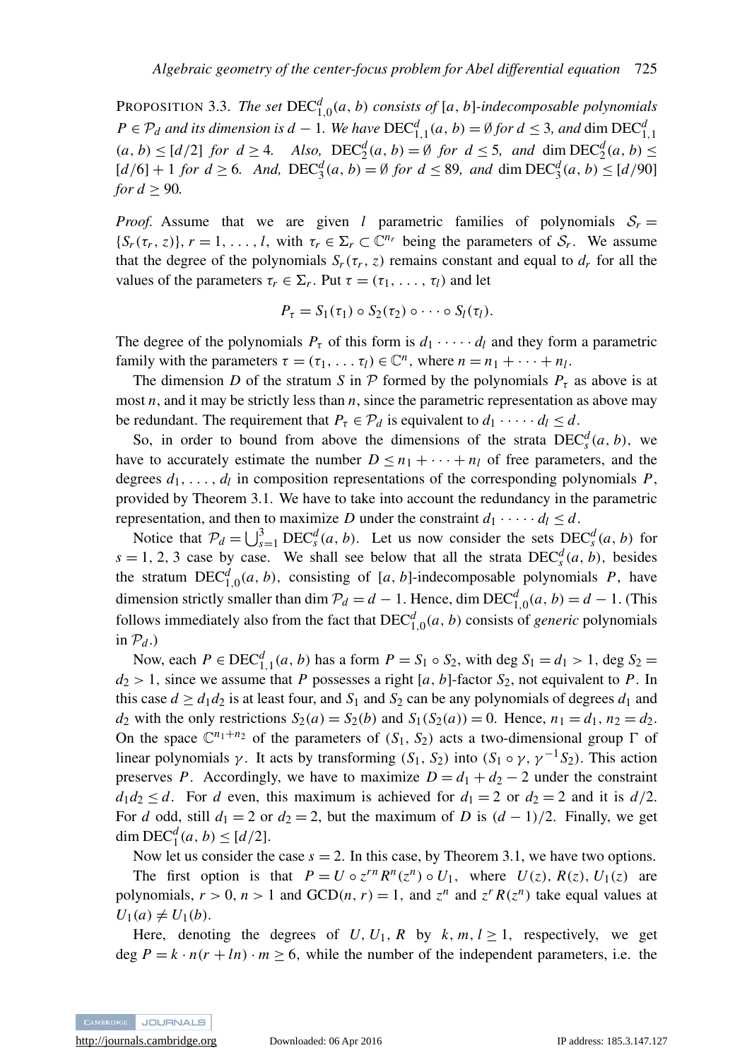PROPOSITION 3.3. *The set* $\mathrm{DEC}^d_{1,0}(a, b)$ *consists of* $[a, b]$*-indecomposable polynomials* $P \in \mathcal{P}_d$ *and its dimension is* $d - 1$*. We have* $\mathrm{DEC}^d_{1,1}(a, b) = \emptyset$ *for* $d \le 3$*, and* $\dim \mathrm{DEC}^d_{1,1}(a, b) \le [d/2]$ *for* $d \ge 4$*. Also,* $\mathrm{DEC}^d_2(a, b) = \emptyset$ *for* $d \le 5$*, and* $\dim \mathrm{DEC}^d_2(a, b) \le [d/6] + 1$ *for* $d \ge 6$*. And,* $\mathrm{DEC}^d_3(a, b) = \emptyset$ *for* $d \le 89$*, and* $\dim \mathrm{DEC}^d_3(a, b) \le [d/90]$ *for* $d \ge 90$*.*

*Proof.* Assume that we are given $l$ parametric families of polynomials $\mathcal{S}_r = \{S_r(\tau_r, z)\}$, $r = 1, \ldots, l$, with $\tau_r \in \Sigma_r \subset \mathbb{C}^{n_r}$ being the parameters of $\mathcal{S}_r$. We assume that the degree of the polynomials $S_r(\tau_r, z)$ remains constant and equal to $d_r$ for all the values of the parameters $\tau_r \in \Sigma_r$. Put $\tau = (\tau_1, \ldots, \tau_l)$ and let

$$P_\tau = S_1(\tau_1) \circ S_2(\tau_2) \circ \cdots \circ S_l(\tau_l).$$

The degree of the polynomials $P_\tau$ of this form is $d_1 \cdot \cdots \cdot d_l$ and they form a parametric family with the parameters $\tau = (\tau_1, \ldots \tau_l) \in \mathbb{C}^n$, where $n = n_1 + \cdots + n_l$.

The dimension $D$ of the stratum $S$ in $\mathcal{P}$ formed by the polynomials $P_\tau$ as above is at most $n$, and it may be strictly less than $n$, since the parametric representation as above may be redundant. The requirement that $P_\tau \in \mathcal{P}_d$ is equivalent to $d_1 \cdot \cdots \cdot d_l \le d$.

So, in order to bound from above the dimensions of the strata $\mathrm{DEC}^d_s(a, b)$, we have to accurately estimate the number $D \le n_1 + \cdots + n_l$ of free parameters, and the degrees $d_1, \ldots, d_l$ in composition representations of the corresponding polynomials $P$, provided by Theorem 3.1. We have to take into account the redundancy in the parametric representation, and then to maximize $D$ under the constraint $d_1 \cdot \cdots \cdot d_l \le d$.

Notice that $\mathcal{P}_d = \bigcup_{s=1}^{3} \mathrm{DEC}^d_s(a, b)$. Let us now consider the sets $\mathrm{DEC}^d_s(a, b)$ for $s = 1, 2, 3$ case by case. We shall see below that all the strata $\mathrm{DEC}^d_s(a, b)$, besides the stratum $\mathrm{DEC}^d_{1,0}(a, b)$, consisting of $[a, b]$-indecomposable polynomials $P$, have dimension strictly smaller than $\dim \mathcal{P}_d = d - 1$. Hence, $\dim \mathrm{DEC}^d_{1,0}(a, b) = d - 1$. (This follows immediately also from the fact that $\mathrm{DEC}^d_{1,0}(a, b)$ consists of *generic* polynomials in $\mathcal{P}_d$.)

Now, each $P \in \mathrm{DEC}^d_{1,1}(a, b)$ has a form $P = S_1 \circ S_2$, with $\deg S_1 = d_1 > 1$, $\deg S_2 = d_2 > 1$, since we assume that $P$ possesses a right $[a, b]$-factor $S_2$, not equivalent to $P$. In this case $d \ge d_1 d_2$ is at least four, and $S_1$ and $S_2$ can be any polynomials of degrees $d_1$ and $d_2$ with the only restrictions $S_2(a) = S_2(b)$ and $S_1(S_2(a)) = 0$. Hence, $n_1 = d_1$, $n_2 = d_2$. On the space $\mathbb{C}^{n_1 + n_2}$ of the parameters of $(S_1, S_2)$ acts a two-dimensional group $\Gamma$ of linear polynomials $\gamma$. It acts by transforming $(S_1, S_2)$ into $(S_1 \circ \gamma, \gamma^{-1} S_2)$. This action preserves $P$. Accordingly, we have to maximize $D = d_1 + d_2 - 2$ under the constraint $d_1 d_2 \le d$. For $d$ even, this maximum is achieved for $d_1 = 2$ or $d_2 = 2$ and it is $d/2$. For $d$ odd, still $d_1 = 2$ or $d_2 = 2$, but the maximum of $D$ is $(d - 1)/2$. Finally, we get $\dim \mathrm{DEC}^d_1(a, b) \le [d/2]$.

Now let us consider the case $s = 2$. In this case, by Theorem 3.1, we have two options.

The first option is that $P = U \circ z^{rn} R^n(z^n) \circ U_1$, where $U(z)$, $R(z)$, $U_1(z)$ are polynomials, $r > 0$, $n > 1$ and $\mathrm{GCD}(n, r) = 1$, and $z^n$ and $z^r R(z^n)$ take equal values at $U_1(a) \ne U_1(b)$.

Here, denoting the degrees of $U, U_1, R$ by $k, m, l \ge 1$, respectively, we get $\deg P = k \cdot n(r + ln) \cdot m \ge 6$, while the number of the independent parameters, i.e. the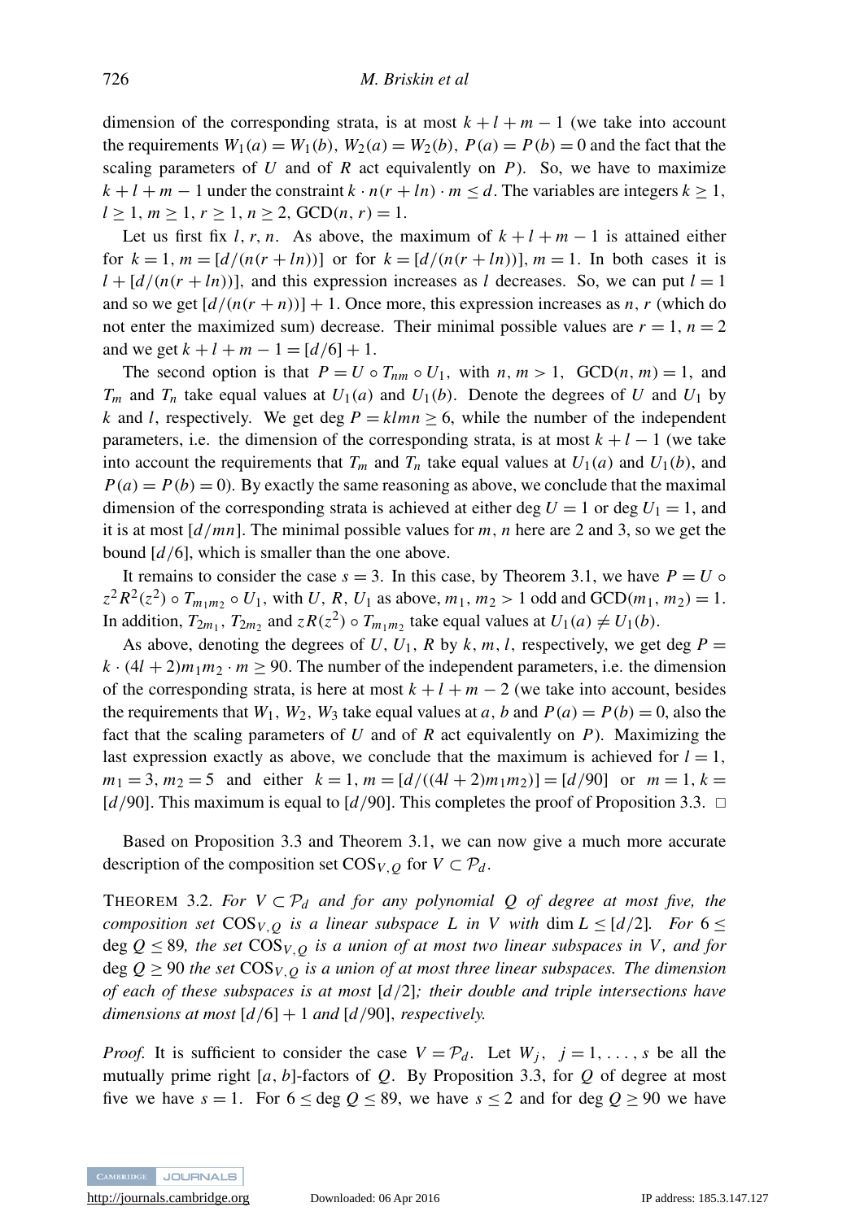dimension of the corresponding strata, is at most $k+l+m-1$ (we take into account the requirements $W_1(a)=W_1(b)$, $W_2(a)=W_2(b)$, $P(a)=P(b)=0$ and the fact that the scaling parameters of $U$ and of $R$ act equivalently on $P$). So, we have to maximize $k+l+m-1$ under the constraint $k\cdot n(r+ln)\cdot m\le d$. The variables are integers $k\ge 1$, $l\ge 1$, $m\ge 1$, $r\ge 1$, $n\ge 2$, $\mathrm{GCD}(n,r)=1$.

Let us first fix $l, r, n$. As above, the maximum of $k+l+m-1$ is attained either for $k=1$, $m=[d/(n(r+ln))]$ or for $k=[d/(n(r+ln))]$, $m=1$. In both cases it is $l+[d/(n(r+ln))]$, and this expression increases as $l$ decreases. So, we can put $l=1$ and so we get $[d/(n(r+n))]+1$. Once more, this expression increases as $n$, $r$ (which do not enter the maximized sum) decrease. Their minimal possible values are $r=1$, $n=2$ and we get $k+l+m-1=[d/6]+1$.

The second option is that $P=U\circ T_{nm}\circ U_1$, with $n,m>1$, $\mathrm{GCD}(n,m)=1$, and $T_m$ and $T_n$ take equal values at $U_1(a)$ and $U_1(b)$. Denote the degrees of $U$ and $U_1$ by $k$ and $l$, respectively. We get $\deg P=klmn\ge 6$, while the number of the independent parameters, i.e. the dimension of the corresponding strata, is at most $k+l-1$ (we take into account the requirements that $T_m$ and $T_n$ take equal values at $U_1(a)$ and $U_1(b)$, and $P(a)=P(b)=0$). By exactly the same reasoning as above, we conclude that the maximal dimension of the corresponding strata is achieved at either $\deg U=1$ or $\deg U_1=1$, and it is at most $[d/mn]$. The minimal possible values for $m$, $n$ here are 2 and 3, so we get the bound $[d/6]$, which is smaller than the one above.

It remains to consider the case $s=3$. In this case, by Theorem 3.1, we have $P=U\circ z^2R^2(z^2)\circ T_{m_1m_2}\circ U_1$, with $U$, $R$, $U_1$ as above, $m_1, m_2>1$ odd and $\mathrm{GCD}(m_1,m_2)=1$. In addition, $T_{2m_1}$, $T_{2m_2}$ and $zR(z^2)\circ T_{m_1m_2}$ take equal values at $U_1(a)\ne U_1(b)$.

As above, denoting the degrees of $U$, $U_1$, $R$ by $k$, $m$, $l$, respectively, we get $\deg P=k\cdot(4l+2)m_1m_2\cdot m\ge 90$. The number of the independent parameters, i.e. the dimension of the corresponding strata, is here at most $k+l+m-2$ (we take into account, besides the requirements that $W_1$, $W_2$, $W_3$ take equal values at $a$, $b$ and $P(a)=P(b)=0$, also the fact that the scaling parameters of $U$ and of $R$ act equivalently on $P$). Maximizing the last expression exactly as above, we conclude that the maximum is achieved for $l=1$, $m_1=3$, $m_2=5$ and either $k=1$, $m=[d/((4l+2)m_1m_2)]=[d/90]$ or $m=1$, $k=[d/90]$. This maximum is equal to $[d/90]$. This completes the proof of Proposition 3.3. □

Based on Proposition 3.3 and Theorem 3.1, we can now give a much more accurate description of the composition set $\mathrm{COS}_{V,Q}$ for $V\subset\mathcal{P}_d$.

THEOREM 3.2. *For $V\subset\mathcal{P}_d$ and for any polynomial $Q$ of degree at most five, the composition set $\mathrm{COS}_{V,Q}$ is a linear subspace $L$ in $V$ with $\dim L\le[d/2]$. For $6\le\deg Q\le 89$, the set $\mathrm{COS}_{V,Q}$ is a union of at most two linear subspaces in $V$, and for $\deg Q\ge 90$ the set $\mathrm{COS}_{V,Q}$ is a union of at most three linear subspaces. The dimension of each of these subspaces is at most $[d/2]$; their double and triple intersections have dimensions at most $[d/6]+1$ and $[d/90]$, respectively.*

*Proof.* It is sufficient to consider the case $V=\mathcal{P}_d$. Let $W_j$, $j=1,\dots,s$ be all the mutually prime right $[a,b]$-factors of $Q$. By Proposition 3.3, for $Q$ of degree at most five we have $s=1$. For $6\le\deg Q\le 89$, we have $s\le 2$ and for $\deg Q\ge 90$ we have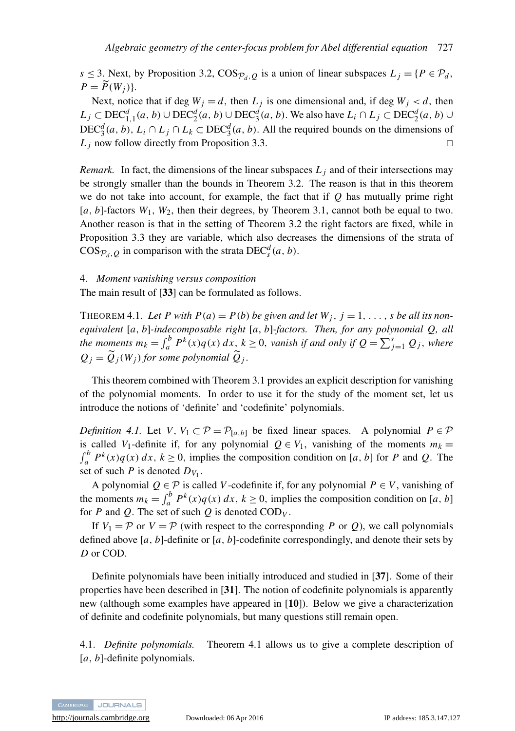$s \leq 3$. Next, by Proposition 3.2, $\mathrm{COS}_{\mathcal{P}_d, Q}$ is a union of linear subspaces $L_j = \{P \in \mathcal{P}_d, P = \widetilde{P}(W_j)\}$.

Next, notice that if $\deg W_j = d$, then $L_j$ is one dimensional and, if $\deg W_j < d$, then $L_j \subset \mathrm{DEC}^d_{1,1}(a, b) \cup \mathrm{DEC}^d_2(a, b) \cup \mathrm{DEC}^d_3(a, b)$. We also have $L_i \cap L_j \subset \mathrm{DEC}^d_2(a, b) \cup \mathrm{DEC}^d_3(a, b)$, $L_i \cap L_j \cap L_k \subset \mathrm{DEC}^d_3(a, b)$. All the required bounds on the dimensions of $L_j$ now follow directly from Proposition 3.3. □

*Remark.* In fact, the dimensions of the linear subspaces $L_j$ and of their intersections may be strongly smaller than the bounds in Theorem 3.2. The reason is that in this theorem we do not take into account, for example, the fact that if $Q$ has mutually prime right $[a, b]$-factors $W_1$, $W_2$, then their degrees, by Theorem 3.1, cannot both be equal to two. Another reason is that in the setting of Theorem 3.2 the right factors are fixed, while in Proposition 3.3 they are variable, which also decreases the dimensions of the strata of $\mathrm{COS}_{\mathcal{P}_d, Q}$ in comparison with the strata $\mathrm{DEC}^d_s(a, b)$.

## 4. *Moment vanishing versus composition*

The main result of [**33**] can be formulated as follows.

THEOREM 4.1. *Let $P$ with $P(a) = P(b)$ be given and let $W_j$, $j = 1, \ldots, s$ be all its non-equivalent $[a, b]$-indecomposable right $[a, b]$-factors. Then, for any polynomial $Q$, all the moments $m_k = \int_a^b P^k(x) q(x)\, dx$, $k \geq 0$, vanish if and only if $Q = \sum_{j=1}^s Q_j$, where $Q_j = \widetilde{Q}_j(W_j)$ for some polynomial $\widetilde{Q}_j$.*

This theorem combined with Theorem 3.1 provides an explicit description for vanishing of the polynomial moments. In order to use it for the study of the moment set, let us introduce the notions of 'definite' and 'codefinite' polynomials.

*Definition 4.1.* Let $V, V_1 \subset \mathcal{P} = \mathcal{P}_{[a,b]}$ be fixed linear spaces. A polynomial $P \in \mathcal{P}$ is called $V_1$-definite if, for any polynomial $Q \in V_1$, vanishing of the moments $m_k = \int_a^b P^k(x) q(x)\, dx$, $k \geq 0$, implies the composition condition on $[a, b]$ for $P$ and $Q$. The set of such $P$ is denoted $D_{V_1}$.

A polynomial $Q \in \mathcal{P}$ is called $V$-codefinite if, for any polynomial $P \in V$, vanishing of the moments $m_k = \int_a^b P^k(x) q(x)\, dx$, $k \geq 0$, implies the composition condition on $[a, b]$ for $P$ and $Q$. The set of such $Q$ is denoted $\mathrm{COD}_V$.

If $V_1 = \mathcal{P}$ or $V = \mathcal{P}$ (with respect to the corresponding $P$ or $Q$), we call polynomials defined above $[a, b]$-definite or $[a, b]$-codefinite correspondingly, and denote their sets by $D$ or COD.

Definite polynomials have been initially introduced and studied in [**37**]. Some of their properties have been described in [**31**]. The notion of codefinite polynomials is apparently new (although some examples have appeared in [**10**]). Below we give a characterization of definite and codefinite polynomials, but many questions still remain open.

### 4.1. *Definite polynomials.*

Theorem 4.1 allows us to give a complete description of $[a, b]$-definite polynomials.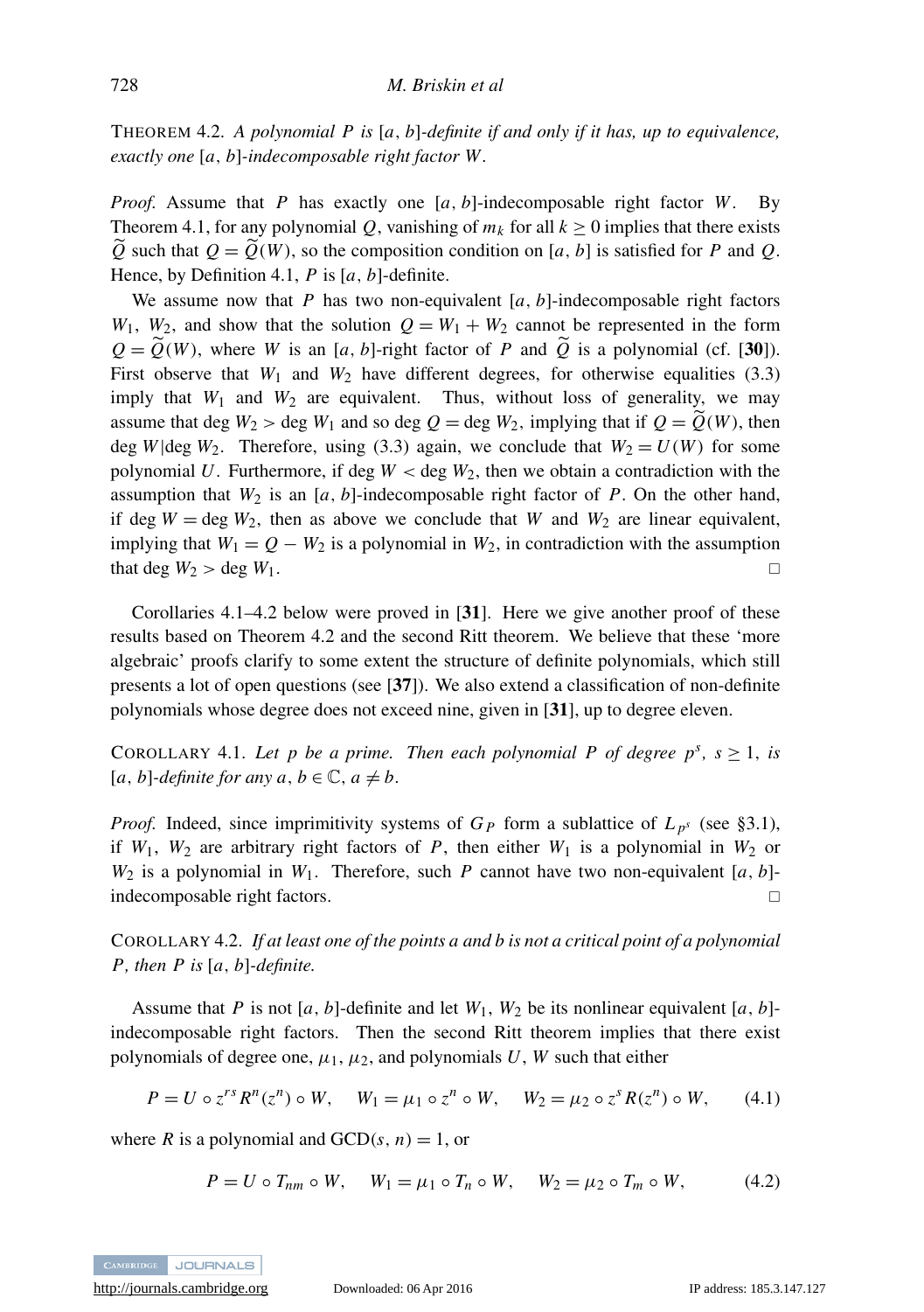THEOREM 4.2. *A polynomial $P$ is $[a, b]$-definite if and only if it has, up to equivalence, exactly one $[a, b]$-indecomposable right factor $W$.*

*Proof.* Assume that $P$ has exactly one $[a, b]$-indecomposable right factor $W$. By Theorem 4.1, for any polynomial $Q$, vanishing of $m_k$ for all $k \geq 0$ implies that there exists $\widetilde{Q}$ such that $Q = \widetilde{Q}(W)$, so the composition condition on $[a, b]$ is satisfied for $P$ and $Q$. Hence, by Definition 4.1, $P$ is $[a, b]$-definite.

We assume now that $P$ has two non-equivalent $[a, b]$-indecomposable right factors $W_1$, $W_2$, and show that the solution $Q = W_1 + W_2$ cannot be represented in the form $Q = \widetilde{Q}(W)$, where $W$ is an $[a, b]$-right factor of $P$ and $\widetilde{Q}$ is a polynomial (cf. [**30**]). First observe that $W_1$ and $W_2$ have different degrees, for otherwise equalities (3.3) imply that $W_1$ and $W_2$ are equivalent. Thus, without loss of generality, we may assume that $\deg W_2 > \deg W_1$ and so $\deg Q = \deg W_2$, implying that if $Q = \widetilde{Q}(W)$, then $\deg W | \deg W_2$. Therefore, using (3.3) again, we conclude that $W_2 = U(W)$ for some polynomial $U$. Furthermore, if $\deg W < \deg W_2$, then we obtain a contradiction with the assumption that $W_2$ is an $[a, b]$-indecomposable right factor of $P$. On the other hand, if $\deg W = \deg W_2$, then as above we conclude that $W$ and $W_2$ are linear equivalent, implying that $W_1 = Q - W_2$ is a polynomial in $W_2$, in contradiction with the assumption that $\deg W_2 > \deg W_1$. □

Corollaries 4.1–4.2 below were proved in [**31**]. Here we give another proof of these results based on Theorem 4.2 and the second Ritt theorem. We believe that these 'more algebraic' proofs clarify to some extent the structure of definite polynomials, which still presents a lot of open questions (see [**37**]). We also extend a classification of non-definite polynomials whose degree does not exceed nine, given in [**31**], up to degree eleven.

COROLLARY 4.1. *Let $p$ be a prime. Then each polynomial $P$ of degree $p^s$, $s \geq 1$, is $[a, b]$-definite for any $a, b \in \mathbb{C}$, $a \neq b$.*

*Proof.* Indeed, since imprimitivity systems of $G_P$ form a sublattice of $L_{p^s}$ (see §3.1), if $W_1$, $W_2$ are arbitrary right factors of $P$, then either $W_1$ is a polynomial in $W_2$ or $W_2$ is a polynomial in $W_1$. Therefore, such $P$ cannot have two non-equivalent $[a, b]$-indecomposable right factors. □

COROLLARY 4.2. *If at least one of the points a and b is not a critical point of a polynomial $P$, then $P$ is $[a, b]$-definite.*

Assume that $P$ is not $[a, b]$-definite and let $W_1$, $W_2$ be its nonlinear equivalent $[a, b]$-indecomposable right factors. Then the second Ritt theorem implies that there exist polynomials of degree one, $\mu_1$, $\mu_2$, and polynomials $U$, $W$ such that either

$$P = U \circ z^{rs} R^n(z^n) \circ W, \quad W_1 = \mu_1 \circ z^n \circ W, \quad W_2 = \mu_2 \circ z^s R(z^n) \circ W, \qquad (4.1)$$

where $R$ is a polynomial and $\mathrm{GCD}(s, n) = 1$, or

$$P = U \circ T_{nm} \circ W, \quad W_1 = \mu_1 \circ T_n \circ W, \quad W_2 = \mu_2 \circ T_m \circ W, \qquad (4.2)$$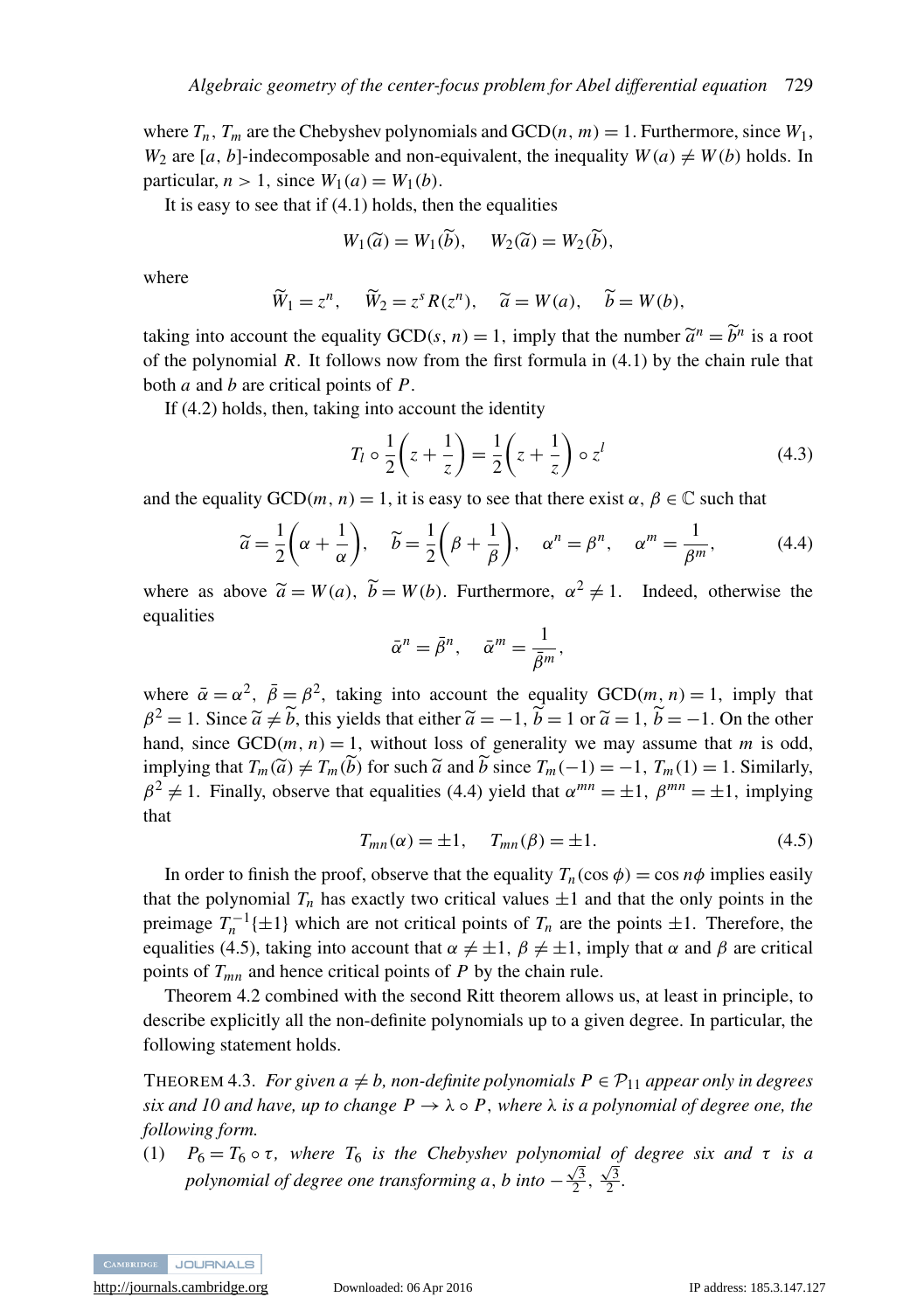where $T_n$, $T_m$ are the Chebyshev polynomials and $\mathrm{GCD}(n, m) = 1$. Furthermore, since $W_1$, $W_2$ are $[a, b]$-indecomposable and non-equivalent, the inequality $W(a) \neq W(b)$ holds. In particular, $n > 1$, since $W_1(a) = W_1(b)$.

It is easy to see that if (4.1) holds, then the equalities

$$W_1(\widetilde{a}) = W_1(\widetilde{b}), \quad W_2(\widetilde{a}) = W_2(\widetilde{b}),$$

where

$$\widetilde{W}_1 = z^n, \quad \widetilde{W}_2 = z^s R(z^n), \quad \widetilde{a} = W(a), \quad \widetilde{b} = W(b),$$

taking into account the equality $\mathrm{GCD}(s, n) = 1$, imply that the number $\widetilde{a}^n = \widetilde{b}^n$ is a root of the polynomial $R$. It follows now from the first formula in (4.1) by the chain rule that both $a$ and $b$ are critical points of $P$.

If (4.2) holds, then, taking into account the identity

$$T_l \circ \frac{1}{2}\left(z + \frac{1}{z}\right) = \frac{1}{2}\left(z + \frac{1}{z}\right) \circ z^l \tag{4.3}$$

and the equality $\mathrm{GCD}(m, n) = 1$, it is easy to see that there exist $\alpha, \beta \in \mathbb{C}$ such that

$$\widetilde{a} = \frac{1}{2}\left(\alpha + \frac{1}{\alpha}\right), \quad \widetilde{b} = \frac{1}{2}\left(\beta + \frac{1}{\beta}\right), \quad \alpha^n = \beta^n, \quad \alpha^m = \frac{1}{\beta^m}, \tag{4.4}$$

where as above $\widetilde{a} = W(a)$, $\widetilde{b} = W(b)$. Furthermore, $\alpha^2 \neq 1$. Indeed, otherwise the equalities

$$\bar{\alpha}^n = \bar{\beta}^n, \quad \bar{\alpha}^m = \frac{1}{\bar{\beta}^m},$$

where $\bar{\alpha} = \alpha^2$, $\bar{\beta} = \beta^2$, taking into account the equality $\mathrm{GCD}(m, n) = 1$, imply that $\beta^2 = 1$. Since $\widetilde{a} \neq \widetilde{b}$, this yields that either $\widetilde{a} = -1$, $\widetilde{b} = 1$ or $\widetilde{a} = 1$, $\widetilde{b} = -1$. On the other hand, since $\mathrm{GCD}(m, n) = 1$, without loss of generality we may assume that $m$ is odd, implying that $T_m(\widetilde{a}) \neq T_m(\widetilde{b})$ for such $\widetilde{a}$ and $\widetilde{b}$ since $T_m(-1) = -1$, $T_m(1) = 1$. Similarly, $\beta^2 \neq 1$. Finally, observe that equalities (4.4) yield that $\alpha^{mn} = \pm 1$, $\beta^{mn} = \pm 1$, implying that

$$T_{mn}(\alpha) = \pm 1, \quad T_{mn}(\beta) = \pm 1. \tag{4.5}$$

In order to finish the proof, observe that the equality $T_n(\cos\phi) = \cos n\phi$ implies easily that the polynomial $T_n$ has exactly two critical values $\pm 1$ and that the only points in the preimage $T_n^{-1}\{\pm 1\}$ which are not critical points of $T_n$ are the points $\pm 1$. Therefore, the equalities (4.5), taking into account that $\alpha \neq \pm 1$, $\beta \neq \pm 1$, imply that $\alpha$ and $\beta$ are critical points of $T_{mn}$ and hence critical points of $P$ by the chain rule.

Theorem 4.2 combined with the second Ritt theorem allows us, at least in principle, to describe explicitly all the non-definite polynomials up to a given degree. In particular, the following statement holds.

THEOREM 4.3. *For given $a \neq b$, non-definite polynomials $P \in \mathcal{P}_{11}$ appear only in degrees six and 10 and have, up to change $P \to \lambda \circ P$, where $\lambda$ is a polynomial of degree one, the following form.*

(1) *$P_6 = T_6 \circ \tau$, where $T_6$ is the Chebyshev polynomial of degree six and $\tau$ is a polynomial of degree one transforming $a$, $b$ into $-\frac{\sqrt{3}}{2}$, $\frac{\sqrt{3}}{2}$.*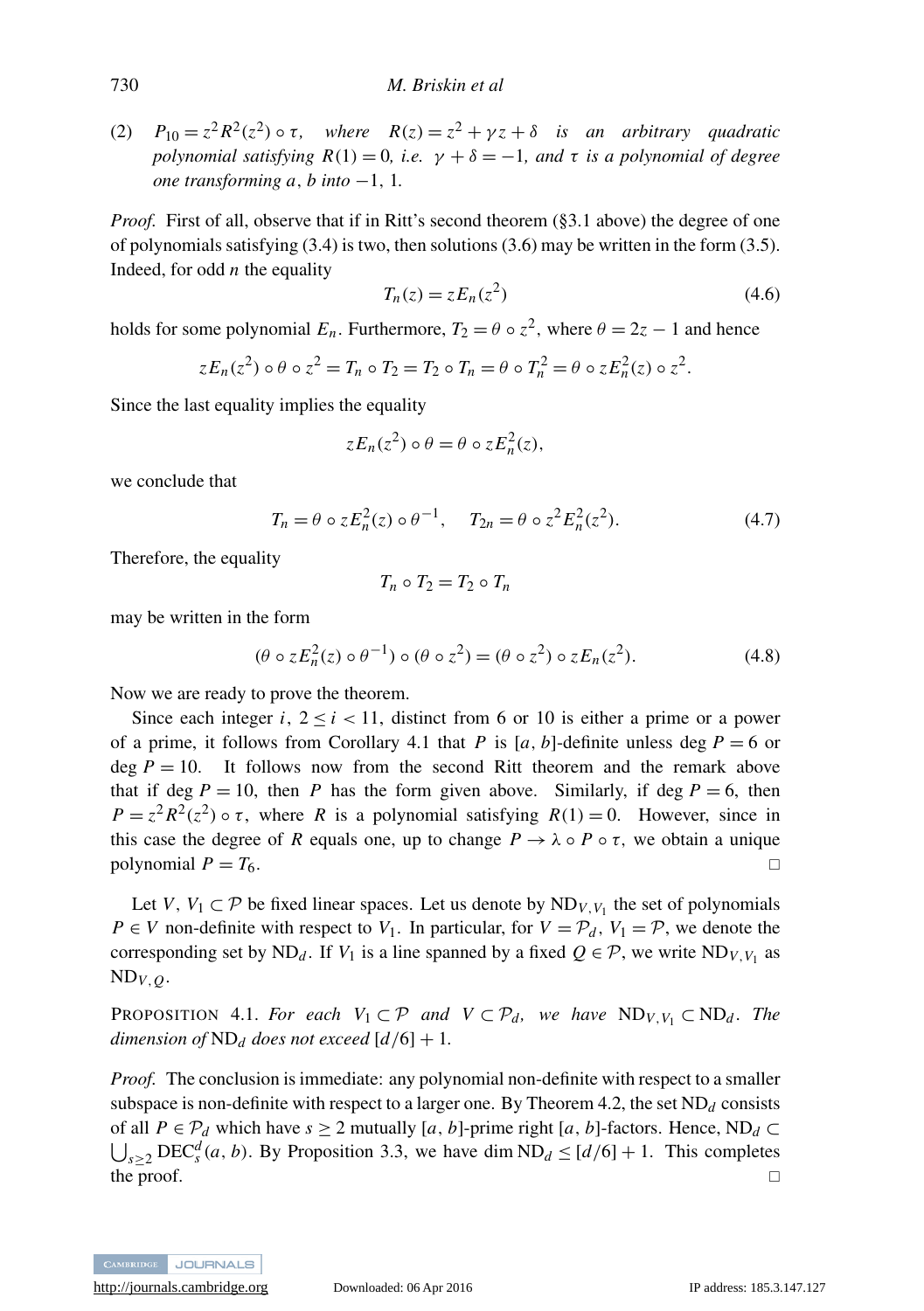(2) $P_{10} = z^2 R^2(z^2) \circ \tau$, *where* $R(z) = z^2 + \gamma z + \delta$ *is an arbitrary quadratic polynomial satisfying* $R(1) = 0$, *i.e.* $\gamma + \delta = -1$, *and* $\tau$ *is a polynomial of degree one transforming* $a$, $b$ *into* $-1$, $1$.

*Proof.* First of all, observe that if in Ritt's second theorem (§3.1 above) the degree of one of polynomials satisfying (3.4) is two, then solutions (3.6) may be written in the form (3.5). Indeed, for odd $n$ the equality

$$T_n(z) = zE_n(z^2) \tag{4.6}$$

holds for some polynomial $E_n$. Furthermore, $T_2 = \theta \circ z^2$, where $\theta = 2z - 1$ and hence

$$zE_n(z^2) \circ \theta \circ z^2 = T_n \circ T_2 = T_2 \circ T_n = \theta \circ T_n^2 = \theta \circ zE_n^2(z) \circ z^2.$$

Since the last equality implies the equality

$$zE_n(z^2) \circ \theta = \theta \circ zE_n^2(z),$$

we conclude that

$$T_n = \theta \circ zE_n^2(z) \circ \theta^{-1}, \quad T_{2n} = \theta \circ z^2 E_n^2(z^2). \tag{4.7}$$

Therefore, the equality

$$T_n \circ T_2 = T_2 \circ T_n$$

may be written in the form

$$(\theta \circ zE_n^2(z) \circ \theta^{-1}) \circ (\theta \circ z^2) = (\theta \circ z^2) \circ zE_n(z^2). \tag{4.8}$$

Now we are ready to prove the theorem.

Since each integer $i$, $2 \leq i < 11$, distinct from 6 or 10 is either a prime or a power of a prime, it follows from Corollary 4.1 that $P$ is $[a, b]$-definite unless $\deg P = 6$ or $\deg P = 10$. It follows now from the second Ritt theorem and the remark above that if $\deg P = 10$, then $P$ has the form given above. Similarly, if $\deg P = 6$, then $P = z^2 R^2(z^2) \circ \tau$, where $R$ is a polynomial satisfying $R(1) = 0$. However, since in this case the degree of $R$ equals one, up to change $P \to \lambda \circ P \circ \tau$, we obtain a unique polynomial $P = T_6$. □

Let $V$, $V_1 \subset \mathcal{P}$ be fixed linear spaces. Let us denote by $\mathrm{ND}_{V,V_1}$ the set of polynomials $P \in V$ non-definite with respect to $V_1$. In particular, for $V = \mathcal{P}_d$, $V_1 = \mathcal{P}$, we denote the corresponding set by $\mathrm{ND}_d$. If $V_1$ is a line spanned by a fixed $Q \in \mathcal{P}$, we write $\mathrm{ND}_{V,V_1}$ as $\mathrm{ND}_{V,Q}$.

PROPOSITION 4.1. *For each* $V_1 \subset \mathcal{P}$ *and* $V \subset \mathcal{P}_d$, *we have* $\mathrm{ND}_{V,V_1} \subset \mathrm{ND}_d$. *The dimension of* $\mathrm{ND}_d$ *does not exceed* $[d/6] + 1$.

*Proof.* The conclusion is immediate: any polynomial non-definite with respect to a smaller subspace is non-definite with respect to a larger one. By Theorem 4.2, the set $\mathrm{ND}_d$ consists of all $P \in \mathcal{P}_d$ which have $s \geq 2$ mutually $[a, b]$-prime right $[a, b]$-factors. Hence, $\mathrm{ND}_d \subset \bigcup_{s \geq 2} \mathrm{DEC}_s^d(a, b)$. By Proposition 3.3, we have $\dim \mathrm{ND}_d \leq [d/6] + 1$. This completes the proof. □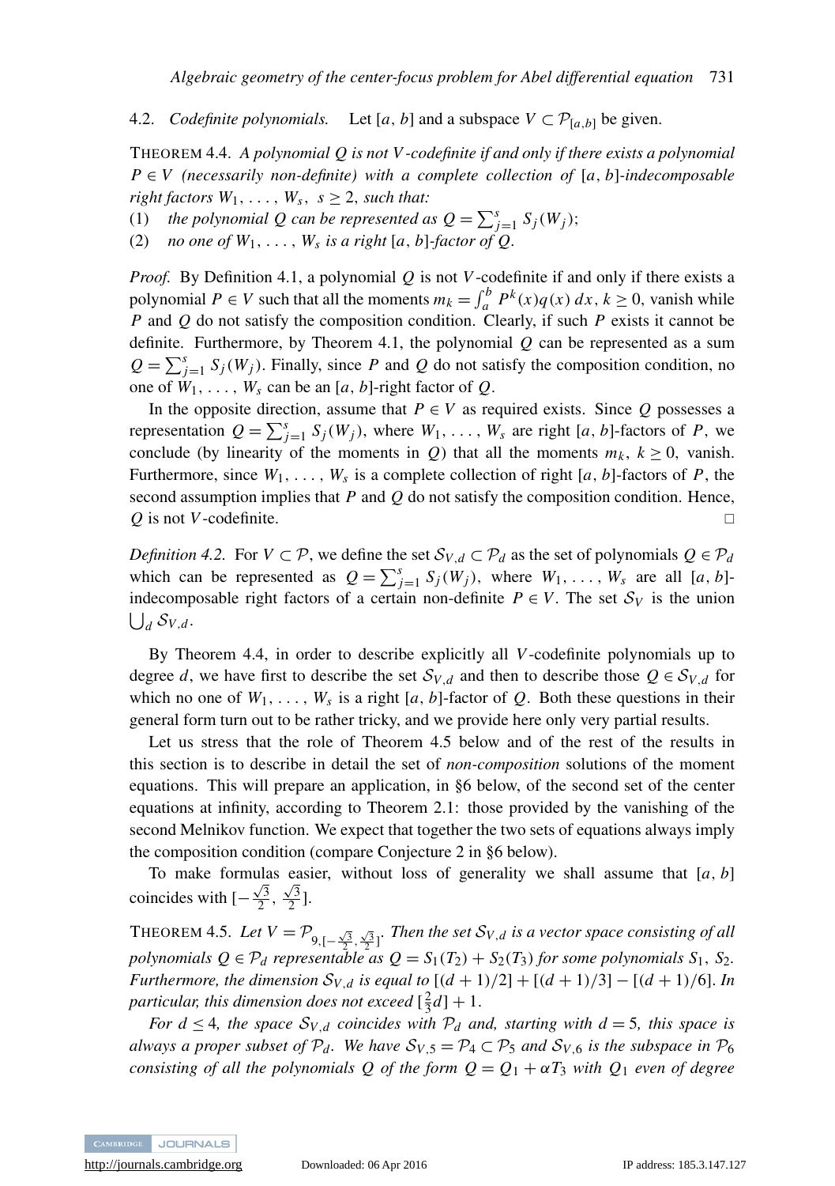### 4.2. *Codefinite polynomials.*

Let $[a, b]$ and a subspace $V \subset \mathcal{P}_{[a,b]}$ be given.

THEOREM 4.4. *A polynomial $Q$ is not $V$-codefinite if and only if there exists a polynomial $P \in V$ (necessarily non-definite) with a complete collection of $[a, b]$-indecomposable right factors $W_1, \ldots, W_s$, $s \geq 2$, such that:*

(1) *the polynomial $Q$ can be represented as $Q = \sum_{j=1}^{s} S_j(W_j)$;*

(2) *no one of $W_1, \ldots, W_s$ is a right $[a, b]$-factor of $Q$.*

*Proof.* By Definition 4.1, a polynomial $Q$ is not $V$-codefinite if and only if there exists a polynomial $P \in V$ such that all the moments $m_k = \int_a^b P^k(x)q(x)\,dx$, $k \geq 0$, vanish while $P$ and $Q$ do not satisfy the composition condition. Clearly, if such $P$ exists it cannot be definite. Furthermore, by Theorem 4.1, the polynomial $Q$ can be represented as a sum $Q = \sum_{j=1}^{s} S_j(W_j)$. Finally, since $P$ and $Q$ do not satisfy the composition condition, no one of $W_1, \ldots, W_s$ can be an $[a, b]$-right factor of $Q$.

In the opposite direction, assume that $P \in V$ as required exists. Since $Q$ possesses a representation $Q = \sum_{j=1}^{s} S_j(W_j)$, where $W_1, \ldots, W_s$ are right $[a, b]$-factors of $P$, we conclude (by linearity of the moments in $Q$) that all the moments $m_k$, $k \geq 0$, vanish. Furthermore, since $W_1, \ldots, W_s$ is a complete collection of right $[a, b]$-factors of $P$, the second assumption implies that $P$ and $Q$ do not satisfy the composition condition. Hence, $Q$ is not $V$-codefinite. □

*Definition 4.2.* For $V \subset \mathcal{P}$, we define the set $\mathcal{S}_{V,d} \subset \mathcal{P}_d$ as the set of polynomials $Q \in \mathcal{P}_d$ which can be represented as $Q = \sum_{j=1}^{s} S_j(W_j)$, where $W_1, \ldots, W_s$ are all $[a, b]$-indecomposable right factors of a certain non-definite $P \in V$. The set $\mathcal{S}_V$ is the union $\bigcup_d \mathcal{S}_{V,d}$.

By Theorem 4.4, in order to describe explicitly all $V$-codefinite polynomials up to degree $d$, we have first to describe the set $\mathcal{S}_{V,d}$ and then to describe those $Q \in \mathcal{S}_{V,d}$ for which no one of $W_1, \ldots, W_s$ is a right $[a, b]$-factor of $Q$. Both these questions in their general form turn out to be rather tricky, and we provide here only very partial results.

Let us stress that the role of Theorem 4.5 below and of the rest of the results in this section is to describe in detail the set of *non-composition* solutions of the moment equations. This will prepare an application, in §6 below, of the second set of the center equations at infinity, according to Theorem 2.1: those provided by the vanishing of the second Melnikov function. We expect that together the two sets of equations always imply the composition condition (compare Conjecture 2 in §6 below).

To make formulas easier, without loss of generality we shall assume that $[a, b]$ coincides with $[-\frac{\sqrt{3}}{2}, \frac{\sqrt{3}}{2}]$.

THEOREM 4.5. *Let $V = \mathcal{P}_{9,[-\frac{\sqrt{3}}{2},\frac{\sqrt{3}}{2}]}$. Then the set $\mathcal{S}_{V,d}$ is a vector space consisting of all polynomials $Q \in \mathcal{P}_d$ representable as $Q = S_1(T_2) + S_2(T_3)$ for some polynomials $S_1$, $S_2$. Furthermore, the dimension $\mathcal{S}_{V,d}$ is equal to $[(d+1)/2] + [(d+1)/3] - [(d+1)/6]$. In particular, this dimension does not exceed $[\frac{2}{3}d] + 1$.*

*For $d \leq 4$, the space $\mathcal{S}_{V,d}$ coincides with $\mathcal{P}_d$ and, starting with $d = 5$, this space is always a proper subset of $\mathcal{P}_d$. We have $\mathcal{S}_{V,5} = \mathcal{P}_4 \subset \mathcal{P}_5$ and $\mathcal{S}_{V,6}$ is the subspace in $\mathcal{P}_6$ consisting of all the polynomials $Q$ of the form $Q = Q_1 + \alpha T_3$ with $Q_1$ even of degree*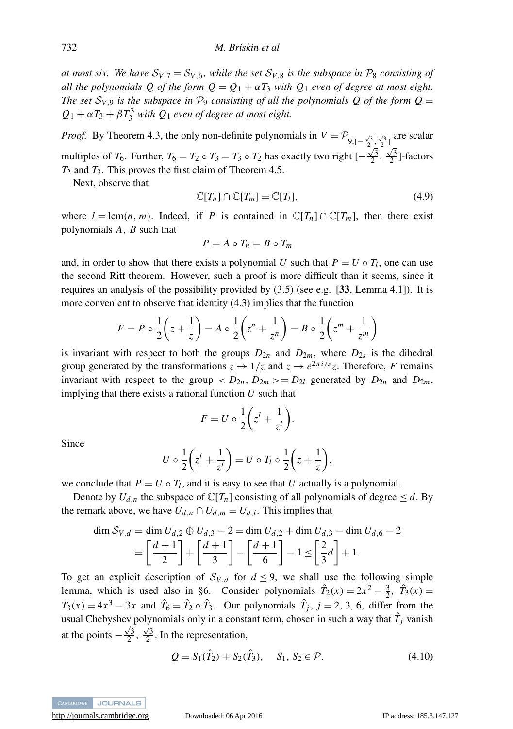*at most six. We have $\mathcal{S}_{V,7} = \mathcal{S}_{V,6}$, while the set $\mathcal{S}_{V,8}$ is the subspace in $\mathcal{P}_8$ consisting of all the polynomials $Q$ of the form $Q = Q_1 + \alpha T_3$ with $Q_1$ even of degree at most eight. The set $\mathcal{S}_{V,9}$ is the subspace in $\mathcal{P}_9$ consisting of all the polynomials $Q$ of the form $Q = Q_1 + \alpha T_3 + \beta T_3^3$ with $Q_1$ even of degree at most eight.*

*Proof.* By Theorem 4.3, the only non-definite polynomials in $V = \mathcal{P}_{9,[-\frac{\sqrt{3}}{2},\frac{\sqrt{3}}{2}]}$ are scalar multiples of $T_6$. Further, $T_6 = T_2 \circ T_3 = T_3 \circ T_2$ has exactly two right $[-\frac{\sqrt{3}}{2}, \frac{\sqrt{3}}{2}]$-factors $T_2$ and $T_3$. This proves the first claim of Theorem 4.5.

Next, observe that

$$\mathbb{C}[T_n] \cap \mathbb{C}[T_m] = \mathbb{C}[T_l], \tag{4.9}$$

where $l = \operatorname{lcm}(n, m)$. Indeed, if $P$ is contained in $\mathbb{C}[T_n] \cap \mathbb{C}[T_m]$, then there exist polynomials $A$, $B$ such that

$$P = A \circ T_n = B \circ T_m$$

and, in order to show that there exists a polynomial $U$ such that $P = U \circ T_l$, one can use the second Ritt theorem. However, such a proof is more difficult than it seems, since it requires an analysis of the possibility provided by (3.5) (see e.g. [**33**, Lemma 4.1]). It is more convenient to observe that identity (4.3) implies that the function

$$F = P \circ \frac{1}{2}\left(z + \frac{1}{z}\right) = A \circ \frac{1}{2}\left(z^n + \frac{1}{z^n}\right) = B \circ \frac{1}{2}\left(z^m + \frac{1}{z^m}\right)$$

is invariant with respect to both the groups $D_{2n}$ and $D_{2m}$, where $D_{2s}$ is the dihedral group generated by the transformations $z \to 1/z$ and $z \to e^{2\pi i/s}z$. Therefore, $F$ remains invariant with respect to the group $< D_{2n}, D_{2m} >= D_{2l}$ generated by $D_{2n}$ and $D_{2m}$, implying that there exists a rational function $U$ such that

$$F = U \circ \frac{1}{2}\left(z^l + \frac{1}{z^l}\right).$$

Since

$$U \circ \frac{1}{2}\left(z^l + \frac{1}{z^l}\right) = U \circ T_l \circ \frac{1}{2}\left(z + \frac{1}{z}\right),$$

we conclude that $P = U \circ T_l$, and it is easy to see that $U$ actually is a polynomial.

Denote by $U_{d,n}$ the subspace of $\mathbb{C}[T_n]$ consisting of all polynomials of degree $\leq d$. By the remark above, we have $U_{d,n} \cap U_{d,m} = U_{d,l}$. This implies that

$$\begin{aligned}\dim \mathcal{S}_{V,d} &= \dim U_{d,2} \oplus U_{d,3} - 2 = \dim U_{d,2} + \dim U_{d,3} - \dim U_{d,6} - 2 \\ &= \left[\frac{d+1}{2}\right] + \left[\frac{d+1}{3}\right] - \left[\frac{d+1}{6}\right] - 1 \leq \left[\frac{2}{3}d\right] + 1.\end{aligned}$$

To get an explicit description of $\mathcal{S}_{V,d}$ for $d \leq 9$, we shall use the following simple lemma, which is used also in §6. Consider polynomials $\hat{T}_2(x) = 2x^2 - \frac{3}{2}$, $\hat{T}_3(x) = T_3(x) = 4x^3 - 3x$ and $\hat{T}_6 = \hat{T}_2 \circ \hat{T}_3$. Our polynomials $\hat{T}_j$, $j = 2, 3, 6$, differ from the usual Chebyshev polynomials only in a constant term, chosen in such a way that $\hat{T}_j$ vanish at the points $-\frac{\sqrt{3}}{2}, \frac{\sqrt{3}}{2}$. In the representation,

$$Q = S_1(\hat{T}_2) + S_2(\hat{T}_3), \quad S_1, S_2 \in \mathcal{P}. \tag{4.10}$$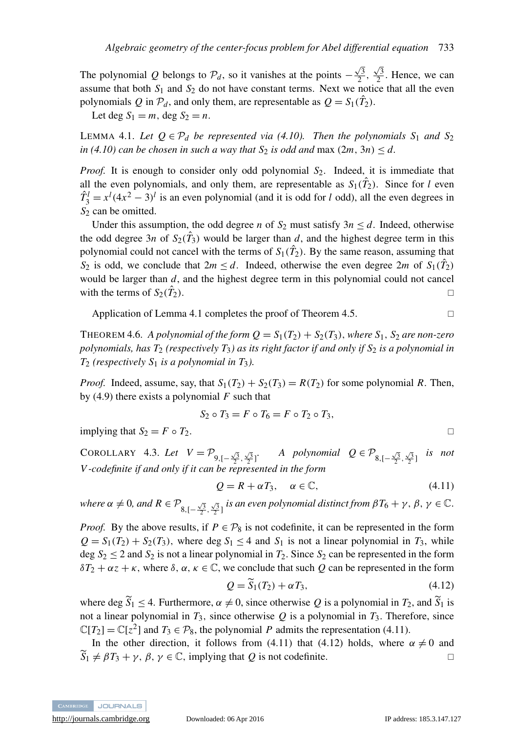The polynomial $Q$ belongs to $\mathcal{P}_d$, so it vanishes at the points $-\frac{\sqrt{3}}{2}, \frac{\sqrt{3}}{2}$. Hence, we can assume that both $S_1$ and $S_2$ do not have constant terms. Next we notice that all the even polynomials $Q$ in $\mathcal{P}_d$, and only them, are representable as $Q = S_1(\hat{T}_2)$.

Let $\deg S_1 = m$, $\deg S_2 = n$.

LEMMA 4.1. *Let $Q \in \mathcal{P}_d$ be represented via (4.10). Then the polynomials $S_1$ and $S_2$ in (4.10) can be chosen in such a way that $S_2$ is odd and* $\max(2m, 3n) \le d$.

*Proof.* It is enough to consider only odd polynomial $S_2$. Indeed, it is immediate that all the even polynomials, and only them, are representable as $S_1(\hat{T}_2)$. Since for $l$ even $\hat{T}_3^l = x^l(4x^2-3)^l$ is an even polynomial (and it is odd for $l$ odd), all the even degrees in $S_2$ can be omitted.

Under this assumption, the odd degree $n$ of $S_2$ must satisfy $3n \le d$. Indeed, otherwise the odd degree $3n$ of $S_2(\hat{T}_3)$ would be larger than $d$, and the highest degree term in this polynomial could not cancel with the terms of $S_1(\hat{T}_2)$. By the same reason, assuming that $S_2$ is odd, we conclude that $2m \le d$. Indeed, otherwise the even degree $2m$ of $S_1(\hat{T}_2)$ would be larger than $d$, and the highest degree term in this polynomial could not cancel with the terms of $S_2(\hat{T}_2)$. □

Application of Lemma 4.1 completes the proof of Theorem 4.5. □

THEOREM 4.6. *A polynomial of the form $Q = S_1(T_2) + S_2(T_3)$, where $S_1$, $S_2$ are non-zero polynomials, has $T_2$ (respectively $T_3$) as its right factor if and only if $S_2$ is a polynomial in $T_2$ (respectively $S_1$ is a polynomial in $T_3$).*

*Proof.* Indeed, assume, say, that $S_1(T_2) + S_2(T_3) = R(T_2)$ for some polynomial $R$. Then, by (4.9) there exists a polynomial $F$ such that

$$S_2 \circ T_3 = F \circ T_6 = F \circ T_2 \circ T_3,$$

implying that $S_2 = F \circ T_2$. □

COROLLARY 4.3. *Let $V = \mathcal{P}_{9,[-\frac{\sqrt{3}}{2},\frac{\sqrt{3}}{2}]}$. A polynomial $Q \in \mathcal{P}_{8,[-\frac{\sqrt{3}}{2},\frac{\sqrt{3}}{2}]}$ is not $V$-codefinite if and only if it can be represented in the form*

$$Q = R + \alpha T_3, \quad \alpha \in \mathbb{C}, \tag{4.11}$$

*where $\alpha \neq 0$, and $R \in \mathcal{P}_{8,[-\frac{\sqrt{3}}{2},\frac{\sqrt{3}}{2}]}$ is an even polynomial distinct from $\beta T_6 + \gamma$, $\beta, \gamma \in \mathbb{C}$.*

*Proof.* By the above results, if $P \in \mathcal{P}_8$ is not codefinite, it can be represented in the form $Q = S_1(T_2) + S_2(T_3)$, where $\deg S_1 \le 4$ and $S_1$ is not a linear polynomial in $T_3$, while $\deg S_2 \le 2$ and $S_2$ is not a linear polynomial in $T_2$. Since $S_2$ can be represented in the form $\delta T_2 + \alpha z + \kappa$, where $\delta, \alpha, \kappa \in \mathbb{C}$, we conclude that such $Q$ can be represented in the form

$$Q = \widetilde{S}_1(T_2) + \alpha T_3, \tag{4.12}$$

where $\deg \widetilde{S}_1 \le 4$. Furthermore, $\alpha \neq 0$, since otherwise $Q$ is a polynomial in $T_2$, and $\widetilde{S}_1$ is not a linear polynomial in $T_3$, since otherwise $Q$ is a polynomial in $T_3$. Therefore, since $\mathbb{C}[T_2] = \mathbb{C}[z^2]$ and $T_3 \in \mathcal{P}_8$, the polynomial $P$ admits the representation (4.11).

In the other direction, it follows from (4.11) that (4.12) holds, where $\alpha \neq 0$ and $\widetilde{S}_1 \neq \beta T_3 + \gamma$, $\beta, \gamma \in \mathbb{C}$, implying that $Q$ is not codefinite. □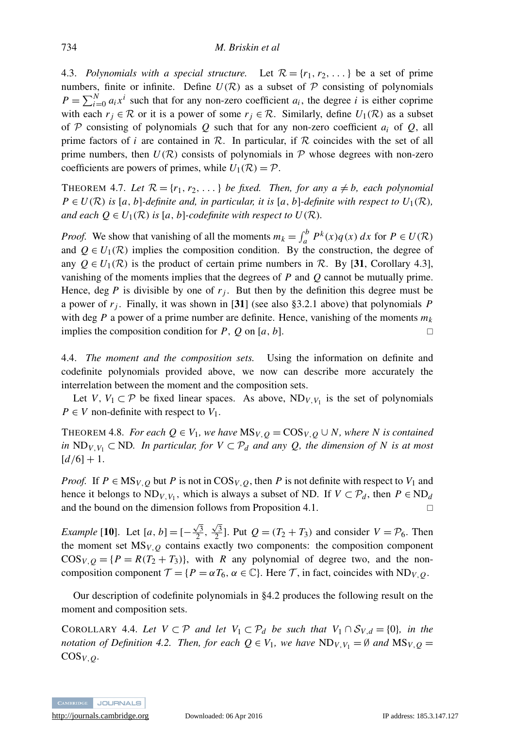4.3. *Polynomials with a special structure.* Let $\mathcal{R} = \{r_1, r_2, \ldots\}$ be a set of prime numbers, finite or infinite. Define $U(\mathcal{R})$ as a subset of $\mathcal{P}$ consisting of polynomials $P = \sum_{i=0}^{N} a_i x^i$ such that for any non-zero coefficient $a_i$, the degree $i$ is either coprime with each $r_j \in \mathcal{R}$ or it is a power of some $r_j \in \mathcal{R}$. Similarly, define $U_1(\mathcal{R})$ as a subset of $\mathcal{P}$ consisting of polynomials $Q$ such that for any non-zero coefficient $a_i$ of $Q$, all prime factors of $i$ are contained in $\mathcal{R}$. In particular, if $\mathcal{R}$ coincides with the set of all prime numbers, then $U(\mathcal{R})$ consists of polynomials in $\mathcal{P}$ whose degrees with non-zero coefficients are powers of primes, while $U_1(\mathcal{R}) = \mathcal{P}$.

THEOREM 4.7. *Let $\mathcal{R} = \{r_1, r_2, \ldots\}$ be fixed. Then, for any $a \neq b$, each polynomial $P \in U(\mathcal{R})$ is $[a, b]$-definite and, in particular, it is $[a, b]$-definite with respect to $U_1(\mathcal{R})$, and each $Q \in U_1(\mathcal{R})$ is $[a, b]$-codefinite with respect to $U(\mathcal{R})$.*

*Proof.* We show that vanishing of all the moments $m_k = \int_a^b P^k(x) q(x)\, dx$ for $P \in U(\mathcal{R})$ and $Q \in U_1(\mathcal{R})$ implies the composition condition. By the construction, the degree of any $Q \in U_1(\mathcal{R})$ is the product of certain prime numbers in $\mathcal{R}$. By [**31**, Corollary 4.3], vanishing of the moments implies that the degrees of $P$ and $Q$ cannot be mutually prime. Hence, $\deg P$ is divisible by one of $r_j$. But then by the definition this degree must be a power of $r_j$. Finally, it was shown in [**31**] (see also §3.2.1 above) that polynomials $P$ with $\deg P$ a power of a prime number are definite. Hence, vanishing of the moments $m_k$ implies the composition condition for $P$, $Q$ on $[a, b]$. □

4.4. *The moment and the composition sets.* Using the information on definite and codefinite polynomials provided above, we now can describe more accurately the interrelation between the moment and the composition sets.

Let $V$, $V_1 \subset \mathcal{P}$ be fixed linear spaces. As above, $\mathrm{ND}_{V,V_1}$ is the set of polynomials $P \in V$ non-definite with respect to $V_1$.

THEOREM 4.8. *For each $Q \in V_1$, we have $\mathrm{MS}_{V,Q} = \mathrm{COS}_{V,Q} \cup N$, where $N$ is contained in $\mathrm{ND}_{V,V_1} \subset \mathrm{ND}$. In particular, for $V \subset \mathcal{P}_d$ and any $Q$, the dimension of $N$ is at most $[d/6] + 1$.*

*Proof.* If $P \in \mathrm{MS}_{V,Q}$ but $P$ is not in $\mathrm{COS}_{V,Q}$, then $P$ is not definite with respect to $V_1$ and hence it belongs to $\mathrm{ND}_{V,V_1}$, which is always a subset of ND. If $V \subset \mathcal{P}_d$, then $P \in \mathrm{ND}_d$ and the bound on the dimension follows from Proposition 4.1. □

*Example* [**10**]. Let $[a, b] = [-\frac{\sqrt{3}}{2}, \frac{\sqrt{3}}{2}]$. Put $Q = (T_2 + T_3)$ and consider $V = \mathcal{P}_6$. Then the moment set $\mathrm{MS}_{V,Q}$ contains exactly two components: the composition component $\mathrm{COS}_{V,Q} = \{P = R(T_2 + T_3)\}$, with $R$ any polynomial of degree two, and the non-composition component $\mathcal{T} = \{P = \alpha T_6, \alpha \in \mathbb{C}\}$. Here $\mathcal{T}$, in fact, coincides with $\mathrm{ND}_{V,Q}$.

Our description of codefinite polynomials in §4.2 produces the following result on the moment and composition sets.

COROLLARY 4.4. *Let $V \subset \mathcal{P}$ and let $V_1 \subset \mathcal{P}_d$ be such that $V_1 \cap \mathcal{S}_{V,d} = \{0\}$, in the notation of Definition 4.2. Then, for each $Q \in V_1$, we have $\mathrm{ND}_{V,V_1} = \emptyset$ and $\mathrm{MS}_{V,Q} = \mathrm{COS}_{V,Q}$.*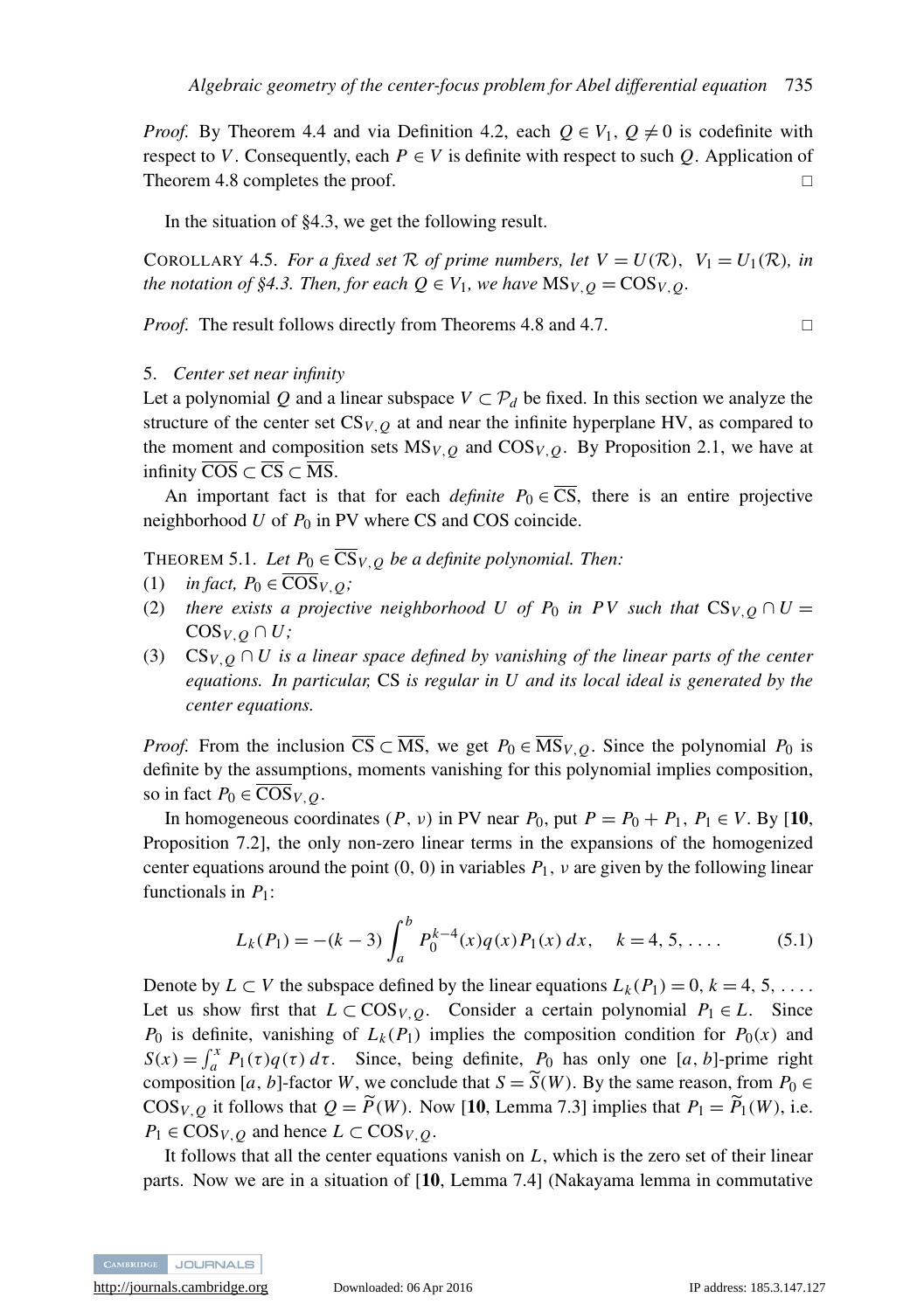*Proof.* By Theorem 4.4 and via Definition 4.2, each $Q \in V_1$, $Q \neq 0$ is codefinite with respect to $V$. Consequently, each $P \in V$ is definite with respect to such $Q$. Application of Theorem 4.8 completes the proof. □

In the situation of §4.3, we get the following result.

COROLLARY 4.5. *For a fixed set $\mathcal{R}$ of prime numbers, let $V = U(\mathcal{R})$, $V_1 = U_1(\mathcal{R})$, in the notation of §4.3. Then, for each $Q \in V_1$, we have $\mathrm{MS}_{V,Q} = \mathrm{COS}_{V,Q}$.*

*Proof.* The result follows directly from Theorems 4.8 and 4.7. □

## 5. *Center set near infinity*

Let a polynomial $Q$ and a linear subspace $V \subset \mathcal{P}_d$ be fixed. In this section we analyze the structure of the center set $\mathrm{CS}_{V,Q}$ at and near the infinite hyperplane HV, as compared to the moment and composition sets $\mathrm{MS}_{V,Q}$ and $\mathrm{COS}_{V,Q}$. By Proposition 2.1, we have at infinity $\overline{\mathrm{COS}} \subset \overline{\mathrm{CS}} \subset \overline{\mathrm{MS}}$.

An important fact is that for each *definite* $P_0 \in \overline{\mathrm{CS}}$, there is an entire projective neighborhood $U$ of $P_0$ in PV where CS and COS coincide.

THEOREM 5.1. *Let $P_0 \in \overline{\mathrm{CS}}_{V,Q}$ be a definite polynomial. Then:*

1. *in fact, $P_0 \in \overline{\mathrm{COS}}_{V,Q}$;*
2. *there exists a projective neighborhood $U$ of $P_0$ in $PV$ such that $\mathrm{CS}_{V,Q} \cap U = \mathrm{COS}_{V,Q} \cap U$;*
3. *$\mathrm{CS}_{V,Q} \cap U$ is a linear space defined by vanishing of the linear parts of the center equations. In particular,* CS *is regular in $U$ and its local ideal is generated by the center equations.*

*Proof.* From the inclusion $\overline{\mathrm{CS}} \subset \overline{\mathrm{MS}}$, we get $P_0 \in \overline{\mathrm{MS}}_{V,Q}$. Since the polynomial $P_0$ is definite by the assumptions, moments vanishing for this polynomial implies composition, so in fact $P_0 \in \overline{\mathrm{COS}}_{V,Q}$.

In homogeneous coordinates $(P, \nu)$ in PV near $P_0$, put $P = P_0 + P_1$, $P_1 \in V$. By [**10**, Proposition 7.2], the only non-zero linear terms in the expansions of the homogenized center equations around the point $(0, 0)$ in variables $P_1$, $\nu$ are given by the following linear functionals in $P_1$:

$$L_k(P_1) = -(k-3)\int_a^b P_0^{k-4}(x)q(x)P_1(x)\,dx, \quad k = 4, 5, \ldots. \tag{5.1}$$

Denote by $L \subset V$ the subspace defined by the linear equations $L_k(P_1) = 0$, $k = 4, 5, \ldots$. Let us show first that $L \subset \mathrm{COS}_{V,Q}$. Consider a certain polynomial $P_1 \in L$. Since $P_0$ is definite, vanishing of $L_k(P_1)$ implies the composition condition for $P_0(x)$ and $S(x) = \int_a^x P_1(\tau)q(\tau)\,d\tau$. Since, being definite, $P_0$ has only one $[a, b]$-prime right composition $[a, b]$-factor $W$, we conclude that $S = \widetilde{S}(W)$. By the same reason, from $P_0 \in \mathrm{COS}_{V,Q}$ it follows that $Q = \widetilde{P}(W)$. Now [**10**, Lemma 7.3] implies that $P_1 = \widetilde{P}_1(W)$, i.e. $P_1 \in \mathrm{COS}_{V,Q}$ and hence $L \subset \mathrm{COS}_{V,Q}$.

It follows that all the center equations vanish on $L$, which is the zero set of their linear parts. Now we are in a situation of [**10**, Lemma 7.4] (Nakayama lemma in commutative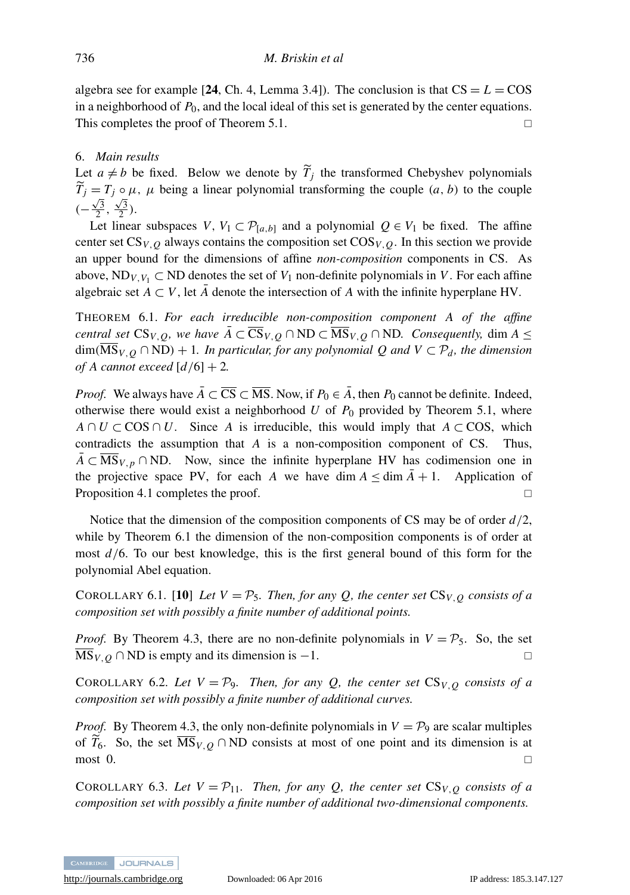algebra see for example [**24**, Ch. 4, Lemma 3.4]). The conclusion is that $\mathrm{CS} = L = \mathrm{COS}$ in a neighborhood of $P_0$, and the local ideal of this set is generated by the center equations. This completes the proof of Theorem 5.1. □

## 6. *Main results*

Let $a \neq b$ be fixed. Below we denote by $\widetilde{T}_j$ the transformed Chebyshev polynomials $\widetilde{T}_j = T_j \circ \mu$, $\mu$ being a linear polynomial transforming the couple $(a, b)$ to the couple $(-\frac{\sqrt{3}}{2}, \frac{\sqrt{3}}{2})$.

Let linear subspaces $V, V_1 \subset \mathcal{P}_{[a,b]}$ and a polynomial $Q \in V_1$ be fixed. The affine center set $\mathrm{CS}_{V,Q}$ always contains the composition set $\mathrm{COS}_{V,Q}$. In this section we provide an upper bound for the dimensions of affine *non-composition* components in CS. As above, $\mathrm{ND}_{V,V_1} \subset \mathrm{ND}$ denotes the set of $V_1$ non-definite polynomials in $V$. For each affine algebraic set $A \subset V$, let $\bar{A}$ denote the intersection of $A$ with the infinite hyperplane HV.

THEOREM 6.1. *For each irreducible non-composition component $A$ of the affine central set $\mathrm{CS}_{V,Q}$, we have $\bar{A} \subset \overline{\mathrm{CS}}_{V,Q} \cap \mathrm{ND} \subset \overline{\mathrm{MS}}_{V,Q} \cap \mathrm{ND}$. Consequently, $\dim A \leq \dim(\overline{\mathrm{MS}}_{V,Q} \cap \mathrm{ND}) + 1$. In particular, for any polynomial $Q$ and $V \subset \mathcal{P}_d$, the dimension of $A$ cannot exceed $[d/6] + 2$.*

*Proof.* We always have $\bar{A} \subset \overline{\mathrm{CS}} \subset \overline{\mathrm{MS}}$. Now, if $P_0 \in \bar{A}$, then $P_0$ cannot be definite. Indeed, otherwise there would exist a neighborhood $U$ of $P_0$ provided by Theorem 5.1, where $A \cap U \subset \mathrm{COS} \cap U$. Since $A$ is irreducible, this would imply that $A \subset \mathrm{COS}$, which contradicts the assumption that $A$ is a non-composition component of CS. Thus, $\bar{A} \subset \overline{\mathrm{MS}}_{V,p} \cap \mathrm{ND}$. Now, since the infinite hyperplane HV has codimension one in the projective space PV, for each $A$ we have $\dim A \leq \dim \bar{A} + 1$. Application of Proposition 4.1 completes the proof. □

Notice that the dimension of the composition components of CS may be of order $d/2$, while by Theorem 6.1 the dimension of the non-composition components is of order at most $d/6$. To our best knowledge, this is the first general bound of this form for the polynomial Abel equation.

COROLLARY 6.1. [**10**] *Let $V = \mathcal{P}_5$. Then, for any $Q$, the center set $\mathrm{CS}_{V,Q}$ consists of a composition set with possibly a finite number of additional points.*

*Proof.* By Theorem 4.3, there are no non-definite polynomials in $V = \mathcal{P}_5$. So, the set $\overline{\mathrm{MS}}_{V,Q} \cap \mathrm{ND}$ is empty and its dimension is $-1$. □

COROLLARY 6.2. *Let $V = \mathcal{P}_9$. Then, for any $Q$, the center set $\mathrm{CS}_{V,Q}$ consists of a composition set with possibly a finite number of additional curves.*

*Proof.* By Theorem 4.3, the only non-definite polynomials in $V = \mathcal{P}_9$ are scalar multiples of $\widetilde{T}_6$. So, the set $\overline{\mathrm{MS}}_{V,Q} \cap \mathrm{ND}$ consists at most of one point and its dimension is at most 0. □

COROLLARY 6.3. *Let $V = \mathcal{P}_{11}$. Then, for any $Q$, the center set $\mathrm{CS}_{V,Q}$ consists of a composition set with possibly a finite number of additional two-dimensional components.*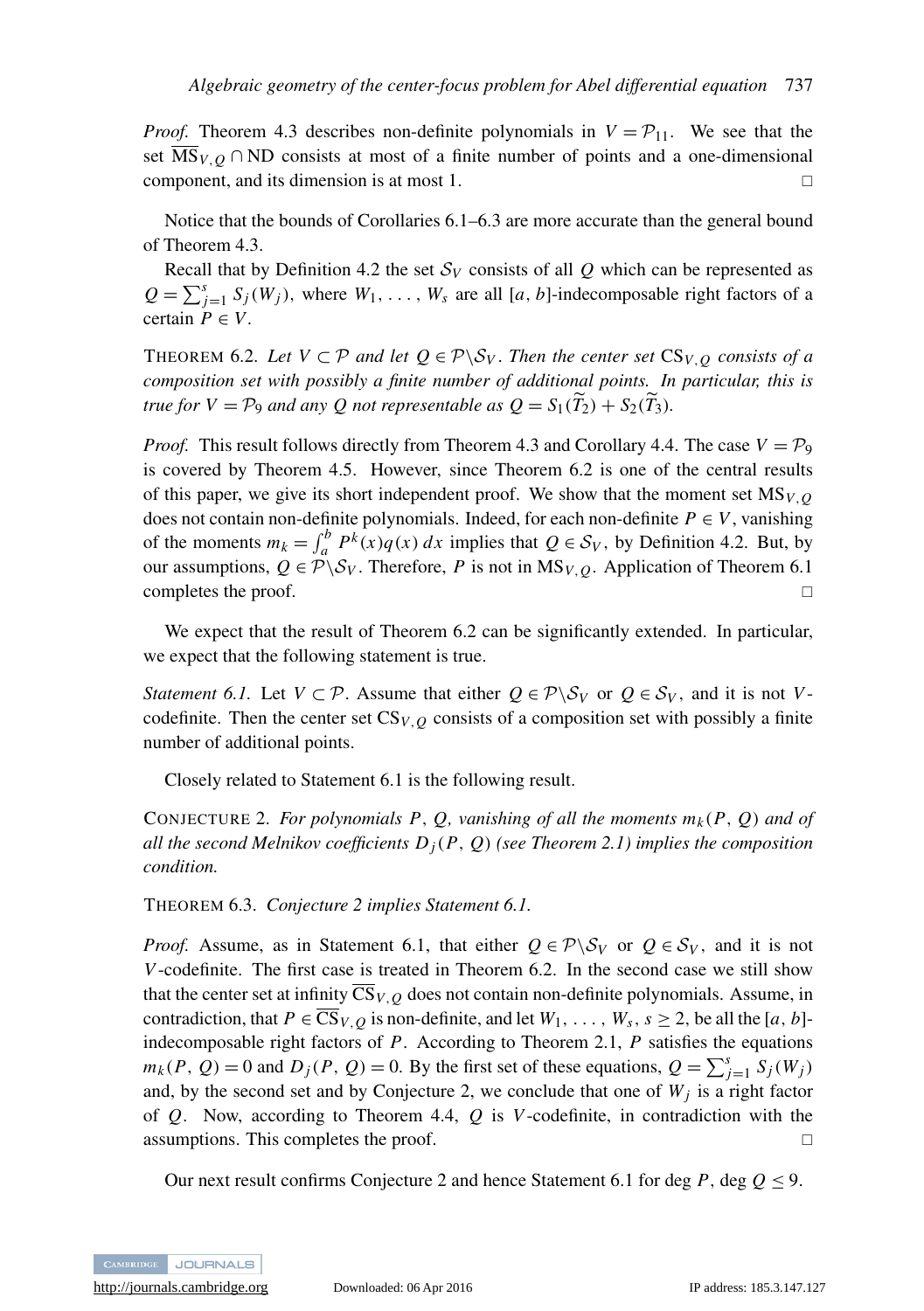*Proof.* Theorem 4.3 describes non-definite polynomials in $V = \mathcal{P}_{11}$. We see that the set $\overline{\mathrm{MS}}_{V,Q} \cap \mathrm{ND}$ consists at most of a finite number of points and a one-dimensional component, and its dimension is at most 1. □

Notice that the bounds of Corollaries 6.1–6.3 are more accurate than the general bound of Theorem 4.3.

Recall that by Definition 4.2 the set $\mathcal{S}_V$ consists of all $Q$ which can be represented as $Q = \sum_{j=1}^{s} S_j(W_j)$, where $W_1, \ldots, W_s$ are all $[a, b]$-indecomposable right factors of a certain $P \in V$.

THEOREM 6.2. *Let $V \subset \mathcal{P}$ and let $Q \in \mathcal{P} \backslash \mathcal{S}_V$. Then the center set $\mathrm{CS}_{V,Q}$ consists of a composition set with possibly a finite number of additional points. In particular, this is true for $V = \mathcal{P}_9$ and any $Q$ not representable as $Q = S_1(\widetilde{T}_2) + S_2(\widetilde{T}_3)$.*

*Proof.* This result follows directly from Theorem 4.3 and Corollary 4.4. The case $V = \mathcal{P}_9$ is covered by Theorem 4.5. However, since Theorem 6.2 is one of the central results of this paper, we give its short independent proof. We show that the moment set $\mathrm{MS}_{V,Q}$ does not contain non-definite polynomials. Indeed, for each non-definite $P \in V$, vanishing of the moments $m_k = \int_a^b P^k(x)q(x)\,dx$ implies that $Q \in \mathcal{S}_V$, by Definition 4.2. But, by our assumptions, $Q \in \mathcal{P} \backslash \mathcal{S}_V$. Therefore, $P$ is not in $\mathrm{MS}_{V,Q}$. Application of Theorem 6.1 completes the proof. □

We expect that the result of Theorem 6.2 can be significantly extended. In particular, we expect that the following statement is true.

*Statement 6.1.* Let $V \subset \mathcal{P}$. Assume that either $Q \in \mathcal{P} \backslash \mathcal{S}_V$ or $Q \in \mathcal{S}_V$, and it is not $V$-codefinite. Then the center set $\mathrm{CS}_{V,Q}$ consists of a composition set with possibly a finite number of additional points.

Closely related to Statement 6.1 is the following result.

CONJECTURE 2. *For polynomials $P$, $Q$, vanishing of all the moments $m_k(P, Q)$ and of all the second Melnikov coefficients $D_j(P, Q)$ (see Theorem 2.1) implies the composition condition.*

THEOREM 6.3. *Conjecture 2 implies Statement 6.1.*

*Proof.* Assume, as in Statement 6.1, that either $Q \in \mathcal{P} \backslash \mathcal{S}_V$ or $Q \in \mathcal{S}_V$, and it is not $V$-codefinite. The first case is treated in Theorem 6.2. In the second case we still show that the center set at infinity $\overline{\mathrm{CS}}_{V,Q}$ does not contain non-definite polynomials. Assume, in contradiction, that $P \in \overline{\mathrm{CS}}_{V,Q}$ is non-definite, and let $W_1, \ldots, W_s$, $s \geq 2$, be all the $[a, b]$-indecomposable right factors of $P$. According to Theorem 2.1, $P$ satisfies the equations $m_k(P, Q) = 0$ and $D_j(P, Q) = 0$. By the first set of these equations, $Q = \sum_{j=1}^{s} S_j(W_j)$ and, by the second set and by Conjecture 2, we conclude that one of $W_j$ is a right factor of $Q$. Now, according to Theorem 4.4, $Q$ is $V$-codefinite, in contradiction with the assumptions. This completes the proof. □

Our next result confirms Conjecture 2 and hence Statement 6.1 for $\deg P$, $\deg Q \leq 9$.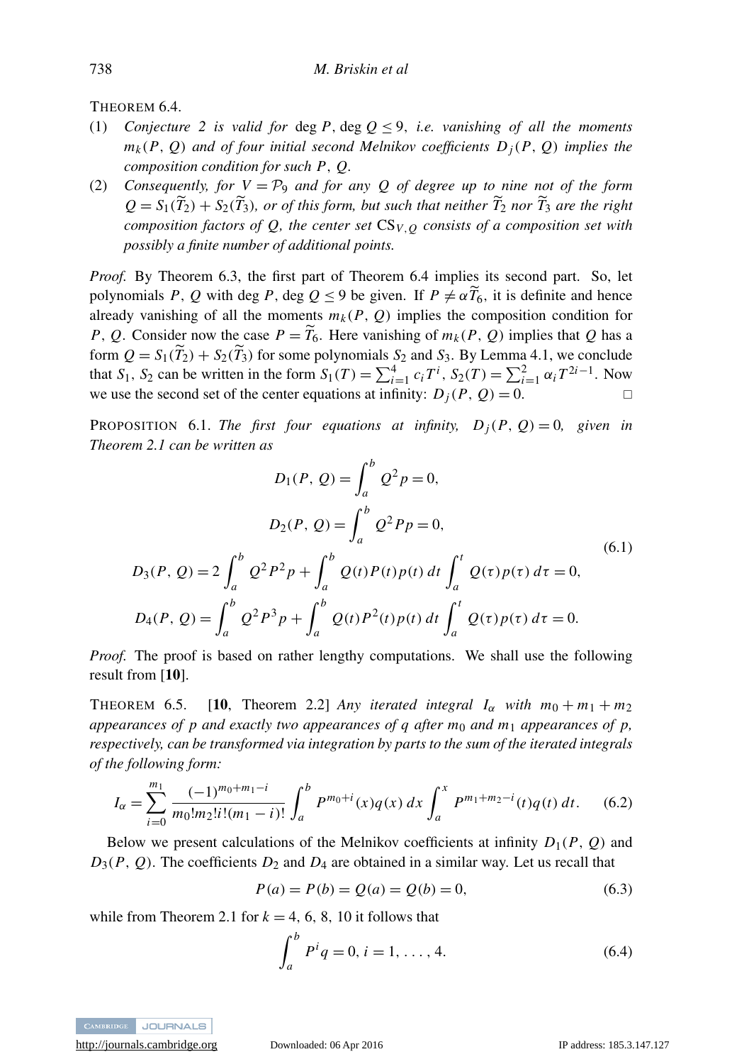THEOREM 6.4.

(1) *Conjecture 2 is valid for* $\deg P, \deg Q \le 9$, *i.e. vanishing of all the moments* $m_k(P, Q)$ *and of four initial second Melnikov coefficients* $D_j(P, Q)$ *implies the composition condition for such* $P, Q$.
(2) *Consequently, for* $V = \mathcal{P}_9$ *and for any* $Q$ *of degree up to nine not of the form* $Q = S_1(\widetilde{T}_2) + S_2(\widetilde{T}_3)$, *or of this form, but such that neither* $\widetilde{T}_2$ *nor* $\widetilde{T}_3$ *are the right composition factors of* $Q$, *the center set* $\mathrm{CS}_{V,Q}$ *consists of a composition set with possibly a finite number of additional points.*

*Proof.* By Theorem 6.3, the first part of Theorem 6.4 implies its second part. So, let polynomials $P, Q$ with $\deg P, \deg Q \le 9$ be given. If $P \ne \alpha \widetilde{T}_6$, it is definite and hence already vanishing of all the moments $m_k(P, Q)$ implies the composition condition for $P, Q$. Consider now the case $P = \widetilde{T}_6$. Here vanishing of $m_k(P, Q)$ implies that $Q$ has a form $Q = S_1(\widetilde{T}_2) + S_2(\widetilde{T}_3)$ for some polynomials $S_2$ and $S_3$. By Lemma 4.1, we conclude that $S_1, S_2$ can be written in the form $S_1(T) = \sum_{i=1}^{4} c_i T^i$, $S_2(T) = \sum_{i=1}^{2} \alpha_i T^{2i-1}$. Now we use the second set of the center equations at infinity: $D_j(P, Q) = 0$. $\square$

PROPOSITION 6.1. *The first four equations at infinity,* $D_j(P, Q) = 0$, *given in Theorem 2.1 can be written as*

$$
\begin{aligned}
D_1(P, Q) &= \int_a^b Q^2 p = 0, \\
D_2(P, Q) &= \int_a^b Q^2 P p = 0, \\
D_3(P, Q) &= 2\int_a^b Q^2 P^2 p + \int_a^b Q(t)P(t)p(t)\,dt \int_a^t Q(\tau)p(\tau)\,d\tau = 0, \\
D_4(P, Q) &= \int_a^b Q^2 P^3 p + \int_a^b Q(t)P^2(t)p(t)\,dt \int_a^t Q(\tau)p(\tau)\,d\tau = 0.
\end{aligned}
\tag{6.1}
$$

*Proof.* The proof is based on rather lengthy computations. We shall use the following result from [**10**].

THEOREM 6.5. [**10**, Theorem 2.2] *Any iterated integral* $I_\alpha$ *with* $m_0 + m_1 + m_2$ *appearances of* $p$ *and exactly two appearances of* $q$ *after* $m_0$ *and* $m_1$ *appearances of* $p$, *respectively, can be transformed via integration by parts to the sum of the iterated integrals of the following form:*

$$
I_\alpha = \sum_{i=0}^{m_1} \frac{(-1)^{m_0+m_1-i}}{m_0!\,m_2!\,i!\,(m_1-i)!} \int_a^b P^{m_0+i}(x)q(x)\,dx \int_a^x P^{m_1+m_2-i}(t)q(t)\,dt. \tag{6.2}
$$

Below we present calculations of the Melnikov coefficients at infinity $D_1(P, Q)$ and $D_3(P, Q)$. The coefficients $D_2$ and $D_4$ are obtained in a similar way. Let us recall that

$$
P(a) = P(b) = Q(a) = Q(b) = 0, \tag{6.3}
$$

while from Theorem 2.1 for $k = 4, 6, 8, 10$ it follows that

$$
\int_a^b P^i q = 0, \; i = 1, \ldots, 4. \tag{6.4}
$$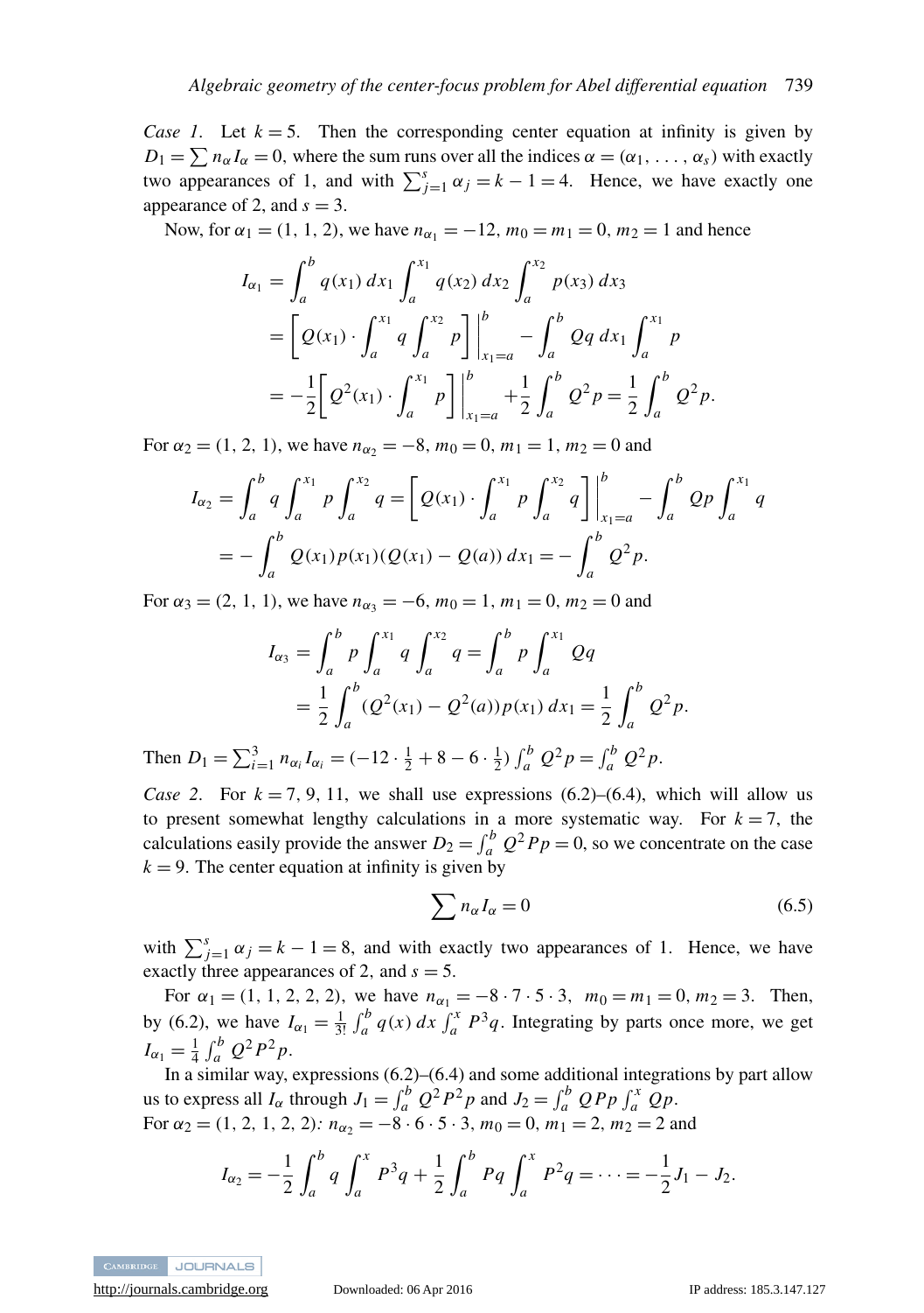*Case 1.* Let $k = 5$. Then the corresponding center equation at infinity is given by $D_1 = \sum n_\alpha I_\alpha = 0$, where the sum runs over all the indices $\alpha = (\alpha_1, \ldots, \alpha_s)$ with exactly two appearances of 1, and with $\sum_{j=1}^{s} \alpha_j = k - 1 = 4$. Hence, we have exactly one appearance of 2, and $s = 3$.

Now, for $\alpha_1 = (1, 1, 2)$, we have $n_{\alpha_1} = -12$, $m_0 = m_1 = 0$, $m_2 = 1$ and hence

$$
\begin{aligned}
I_{\alpha_1} &= \int_a^b q(x_1)\,dx_1 \int_a^{x_1} q(x_2)\,dx_2 \int_a^{x_2} p(x_3)\,dx_3 \\
&= \left[ Q(x_1) \cdot \int_a^{x_1} q \int_a^{x_2} p \right] \Bigg|_{x_1=a}^{b} - \int_a^b Qq\,dx_1 \int_a^{x_1} p \\
&= -\frac{1}{2}\left[ Q^2(x_1) \cdot \int_a^{x_1} p \right] \Bigg|_{x_1=a}^{b} + \frac{1}{2}\int_a^b Q^2 p = \frac{1}{2}\int_a^b Q^2 p.
\end{aligned}
$$

For $\alpha_2 = (1, 2, 1)$, we have $n_{\alpha_2} = -8$, $m_0 = 0$, $m_1 = 1$, $m_2 = 0$ and

$$
\begin{aligned}
I_{\alpha_2} &= \int_a^b q \int_a^{x_1} p \int_a^{x_2} q = \left[ Q(x_1) \cdot \int_a^{x_1} p \int_a^{x_2} q \right] \Bigg|_{x_1=a}^{b} - \int_a^b Qp \int_a^{x_1} q \\
&= -\int_a^b Q(x_1)p(x_1)(Q(x_1) - Q(a))\,dx_1 = -\int_a^b Q^2 p.
\end{aligned}
$$

For $\alpha_3 = (2, 1, 1)$, we have $n_{\alpha_3} = -6$, $m_0 = 1$, $m_1 = 0$, $m_2 = 0$ and

$$
\begin{aligned}
I_{\alpha_3} &= \int_a^b p \int_a^{x_1} q \int_a^{x_2} q = \int_a^b p \int_a^{x_1} Qq \\
&= \frac{1}{2}\int_a^b (Q^2(x_1) - Q^2(a))p(x_1)\,dx_1 = \frac{1}{2}\int_a^b Q^2 p.
\end{aligned}
$$

Then $D_1 = \sum_{i=1}^{3} n_{\alpha_i} I_{\alpha_i} = (-12 \cdot \frac{1}{2} + 8 - 6 \cdot \frac{1}{2}) \int_a^b Q^2 p = \int_a^b Q^2 p$.

*Case 2.* For $k = 7, 9, 11$, we shall use expressions (6.2)–(6.4), which will allow us to present somewhat lengthy calculations in a more systematic way. For $k = 7$, the calculations easily provide the answer $D_2 = \int_a^b Q^2 P p = 0$, so we concentrate on the case $k = 9$. The center equation at infinity is given by

$$
\sum n_\alpha I_\alpha = 0 \tag{6.5}
$$

with $\sum_{j=1}^{s} \alpha_j = k - 1 = 8$, and with exactly two appearances of 1. Hence, we have exactly three appearances of 2, and $s = 5$.

For $\alpha_1 = (1, 1, 2, 2, 2)$, we have $n_{\alpha_1} = -8 \cdot 7 \cdot 5 \cdot 3$, $m_0 = m_1 = 0$, $m_2 = 3$. Then, by (6.2), we have $I_{\alpha_1} = \frac{1}{3!}\int_a^b q(x)\,dx \int_a^x P^3 q$. Integrating by parts once more, we get $I_{\alpha_1} = \frac{1}{4}\int_a^b Q^2 P^2 p$.

In a similar way, expressions (6.2)–(6.4) and some additional integrations by part allow us to express all $I_\alpha$ through $J_1 = \int_a^b Q^2 P^2 p$ and $J_2 = \int_a^b QPp \int_a^x Qp$.

For $\alpha_2 = (1, 2, 1, 2, 2)$: $n_{\alpha_2} = -8 \cdot 6 \cdot 5 \cdot 3$, $m_0 = 0$, $m_1 = 2$, $m_2 = 2$ and

$$
I_{\alpha_2} = -\frac{1}{2}\int_a^b q \int_a^x P^3 q + \frac{1}{2}\int_a^b Pq \int_a^x P^2 q = \cdots = -\frac{1}{2}J_1 - J_2.
$$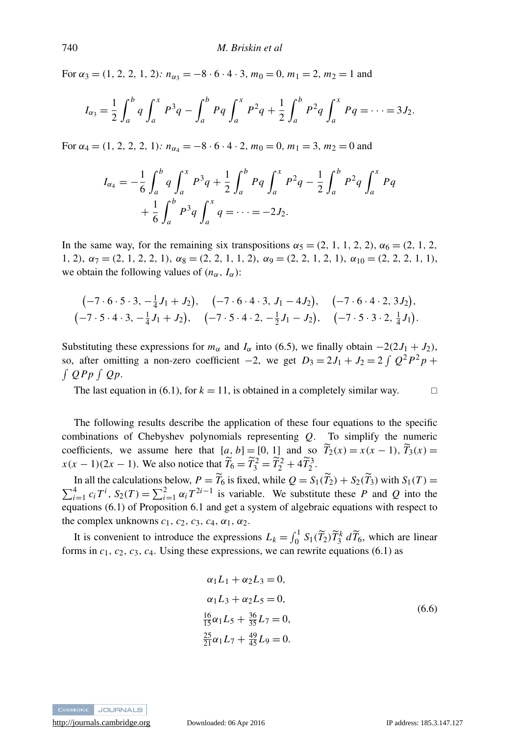For $\alpha_3 = (1, 2, 2, 1, 2)$: $n_{\alpha_3} = -8 \cdot 6 \cdot 4 \cdot 3$, $m_0 = 0$, $m_1 = 2$, $m_2 = 1$ and

$$I_{\alpha_3} = \frac{1}{2}\int_a^b q \int_a^x P^3 q - \int_a^b Pq \int_a^x P^2 q + \frac{1}{2}\int_a^b P^2 q \int_a^x Pq = \cdots = 3J_2.$$

For $\alpha_4 = (1, 2, 2, 2, 1)$: $n_{\alpha_4} = -8 \cdot 6 \cdot 4 \cdot 2$, $m_0 = 0$, $m_1 = 3$, $m_2 = 0$ and

$$I_{\alpha_4} = -\frac{1}{6}\int_a^b q \int_a^x P^3 q + \frac{1}{2}\int_a^b Pq \int_a^x P^2 q - \frac{1}{2}\int_a^b P^2 q \int_a^x Pq + \frac{1}{6}\int_a^b P^3 q \int_a^x q = \cdots = -2J_2.$$

In the same way, for the remaining six transpositions $\alpha_5 = (2, 1, 1, 2, 2)$, $\alpha_6 = (2, 1, 2, 1, 2)$, $\alpha_7 = (2, 1, 2, 2, 1)$, $\alpha_8 = (2, 2, 1, 1, 2)$, $\alpha_9 = (2, 2, 1, 2, 1)$, $\alpha_{10} = (2, 2, 2, 1, 1)$, we obtain the following values of $(n_\alpha, I_\alpha)$:

$$\begin{gathered}\left(-7 \cdot 6 \cdot 5 \cdot 3, -\tfrac{1}{4}J_1 + J_2\right), \quad \left(-7 \cdot 6 \cdot 4 \cdot 3, J_1 - 4J_2\right), \quad \left(-7 \cdot 6 \cdot 4 \cdot 2, 3J_2\right), \\ \left(-7 \cdot 5 \cdot 4 \cdot 3, -\tfrac{1}{4}J_1 + J_2\right), \quad \left(-7 \cdot 5 \cdot 4 \cdot 2, -\tfrac{1}{2}J_1 - J_2\right), \quad \left(-7 \cdot 5 \cdot 3 \cdot 2, \tfrac{1}{4}J_1\right).\end{gathered}$$

Substituting these expressions for $m_\alpha$ and $I_\alpha$ into (6.5), we finally obtain $-2(2J_1 + J_2)$, so, after omitting a non-zero coefficient $-2$, we get $D_3 = 2J_1 + J_2 = 2\int Q^2 P^2 p + \int QPp \int Qp$.

The last equation in (6.1), for $k = 11$, is obtained in a completely similar way. □

The following results describe the application of these four equations to the specific combinations of Chebyshev polynomials representing $Q$. To simplify the numeric coefficients, we assume here that $[a, b] = [0, 1]$ and so $\widetilde{T}_2(x) = x(x-1)$, $\widetilde{T}_3(x) = x(x-1)(2x-1)$. We also notice that $\widetilde{T}_6 = \widetilde{T}_3^2 = \widetilde{T}_2^2 + 4\widetilde{T}_2^3$.

In all the calculations below, $P = \widetilde{T}_6$ is fixed, while $Q = S_1(\widetilde{T}_2) + S_2(\widetilde{T}_3)$ with $S_1(T) = \sum_{i=1}^4 c_i T^i$, $S_2(T) = \sum_{i=1}^2 \alpha_i T^{2i-1}$ is variable. We substitute these $P$ and $Q$ into the equations (6.1) of Proposition 6.1 and get a system of algebraic equations with respect to the complex unknowns $c_1, c_2, c_3, c_4, \alpha_1, \alpha_2$.

It is convenient to introduce the expressions $L_k = \int_0^1 S_1(\widetilde{T}_2)\widetilde{T}_3^k \, d\widetilde{T}_6$, which are linear forms in $c_1, c_2, c_3, c_4$. Using these expressions, we can rewrite equations (6.1) as

$$\begin{aligned} &\alpha_1 L_1 + \alpha_2 L_3 = 0, \\ &\alpha_1 L_3 + \alpha_2 L_5 = 0, \\ &\tfrac{16}{15}\alpha_1 L_5 + \tfrac{36}{35} L_7 = 0, \\ &\tfrac{25}{21}\alpha_1 L_7 + \tfrac{49}{45} L_9 = 0. \end{aligned} \tag{6.6}$$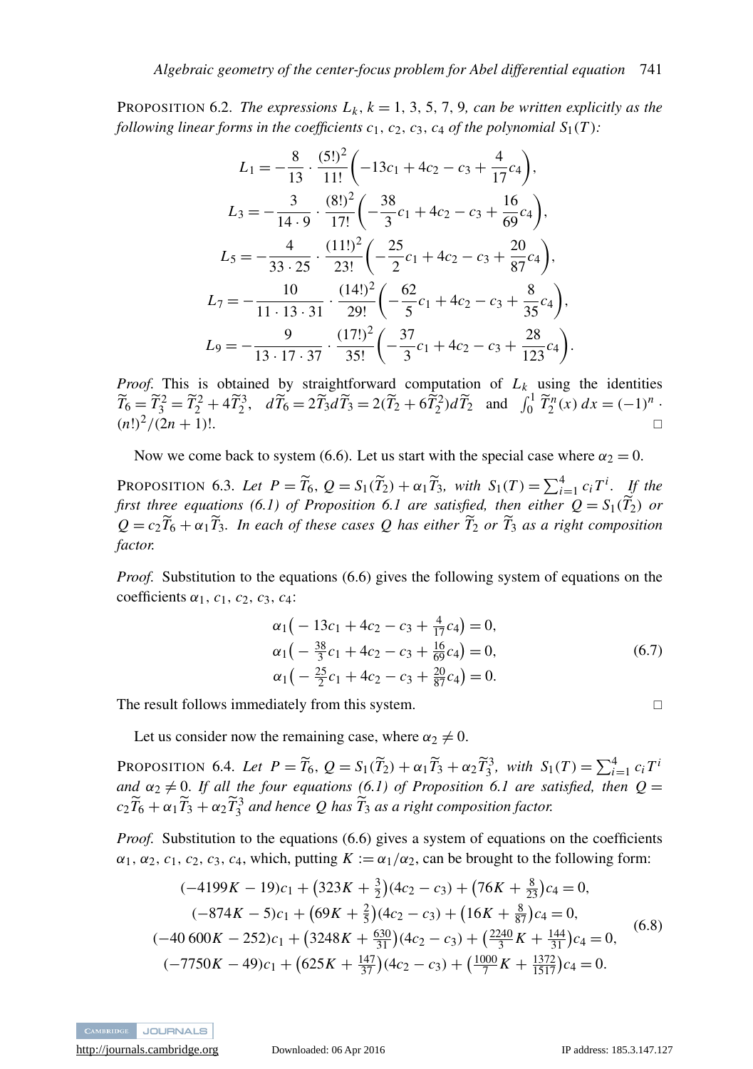PROPOSITION 6.2. *The expressions $L_k$, $k = 1, 3, 5, 7, 9$, can be written explicitly as the following linear forms in the coefficients $c_1$, $c_2$, $c_3$, $c_4$ of the polynomial $S_1(T)$:*

$$
\begin{aligned}
L_1 &= -\frac{8}{13} \cdot \frac{(5!)^2}{11!}\left(-13c_1 + 4c_2 - c_3 + \frac{4}{17}c_4\right),\\
L_3 &= -\frac{3}{14 \cdot 9} \cdot \frac{(8!)^2}{17!}\left(-\frac{38}{3}c_1 + 4c_2 - c_3 + \frac{16}{69}c_4\right),\\
L_5 &= -\frac{4}{33 \cdot 25} \cdot \frac{(11!)^2}{23!}\left(-\frac{25}{2}c_1 + 4c_2 - c_3 + \frac{20}{87}c_4\right),\\
L_7 &= -\frac{10}{11 \cdot 13 \cdot 31} \cdot \frac{(14!)^2}{29!}\left(-\frac{62}{5}c_1 + 4c_2 - c_3 + \frac{8}{35}c_4\right),\\
L_9 &= -\frac{9}{13 \cdot 17 \cdot 37} \cdot \frac{(17!)^2}{35!}\left(-\frac{37}{3}c_1 + 4c_2 - c_3 + \frac{28}{123}c_4\right).
\end{aligned}
$$

*Proof.* This is obtained by straightforward computation of $L_k$ using the identities $\widetilde{T}_6 = \widetilde{T}_3^2 = \widetilde{T}_2^2 + 4\widetilde{T}_2^3$, $\quad d\widetilde{T}_6 = 2\widetilde{T}_3 d\widetilde{T}_3 = 2(\widetilde{T}_2 + 6\widetilde{T}_2^2)d\widetilde{T}_2 \quad$ and $\quad \int_0^1 \widetilde{T}_2^n(x)\,dx = (-1)^n \cdot (n!)^2/(2n+1)!$. □

Now we come back to system (6.6). Let us start with the special case where $\alpha_2 = 0$.

PROPOSITION 6.3. *Let $P = \widetilde{T}_6$, $Q = S_1(\widetilde{T}_2) + \alpha_1 \widetilde{T}_3$, with $S_1(T) = \sum_{i=1}^4 c_i T^i$. If the first three equations (6.1) of Proposition 6.1 are satisfied, then either $Q = S_1(\widetilde{T}_2)$ or $Q = c_2\widetilde{T}_6 + \alpha_1\widetilde{T}_3$. In each of these cases $Q$ has either $\widetilde{T}_2$ or $\widetilde{T}_3$ as a right composition factor.*

*Proof.* Substitution to the equations (6.6) gives the following system of equations on the coefficients $\alpha_1$, $c_1$, $c_2$, $c_3$, $c_4$:

$$
\begin{aligned}
\alpha_1\big(-13c_1 + 4c_2 - c_3 + \tfrac{4}{17}c_4\big) &= 0,\\
\alpha_1\big(-\tfrac{38}{3}c_1 + 4c_2 - c_3 + \tfrac{16}{69}c_4\big) &= 0,\\
\alpha_1\big(-\tfrac{25}{2}c_1 + 4c_2 - c_3 + \tfrac{20}{87}c_4\big) &= 0.
\end{aligned}
\tag{6.7}
$$

The result follows immediately from this system. □

Let us consider now the remaining case, where $\alpha_2 \neq 0$.

PROPOSITION 6.4. *Let $P = \widetilde{T}_6$, $Q = S_1(\widetilde{T}_2) + \alpha_1\widetilde{T}_3 + \alpha_2\widetilde{T}_3^3$, with $S_1(T) = \sum_{i=1}^4 c_i T^i$ and $\alpha_2 \neq 0$. If all the four equations (6.1) of Proposition 6.1 are satisfied, then $Q = c_2\widetilde{T}_6 + \alpha_1\widetilde{T}_3 + \alpha_2\widetilde{T}_3^3$ and hence $Q$ has $\widetilde{T}_3$ as a right composition factor.*

*Proof.* Substitution to the equations (6.6) gives a system of equations on the coefficients $\alpha_1$, $\alpha_2$, $c_1$, $c_2$, $c_3$, $c_4$, which, putting $K := \alpha_1/\alpha_2$, can be brought to the following form:

$$
\begin{aligned}
(-4199K - 19)c_1 + \big(323K + \tfrac{3}{2}\big)(4c_2 - c_3) + \big(76K + \tfrac{8}{23}\big)c_4 &= 0,\\
(-874K - 5)c_1 + \big(69K + \tfrac{2}{5}\big)(4c_2 - c_3) + \big(16K + \tfrac{8}{87}\big)c_4 &= 0,\\
(-40\,600K - 252)c_1 + \big(3248K + \tfrac{630}{31}\big)(4c_2 - c_3) + \big(\tfrac{2240}{3}K + \tfrac{144}{31}\big)c_4 &= 0,\\
(-7750K - 49)c_1 + \big(625K + \tfrac{147}{37}\big)(4c_2 - c_3) + \big(\tfrac{1000}{7}K + \tfrac{1372}{1517}\big)c_4 &= 0.
\end{aligned}
\tag{6.8}
$$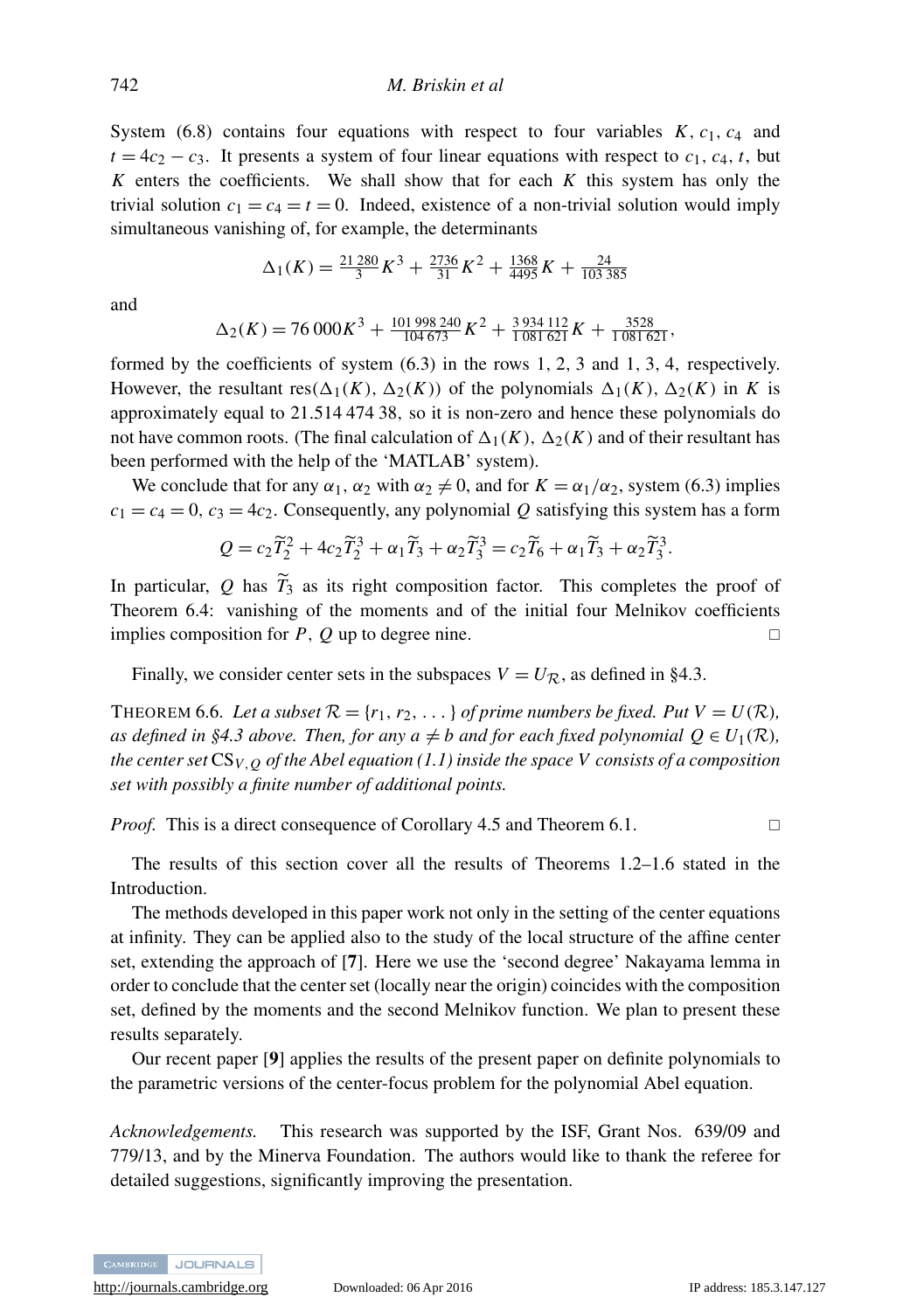System (6.8) contains four equations with respect to four variables $K$, $c_1$, $c_4$ and $t = 4c_2 - c_3$. It presents a system of four linear equations with respect to $c_1$, $c_4$, $t$, but $K$ enters the coefficients. We shall show that for each $K$ this system has only the trivial solution $c_1 = c_4 = t = 0$. Indeed, existence of a non-trivial solution would imply simultaneous vanishing of, for example, the determinants

$$\Delta_1(K) = \frac{21\,280}{3}K^3 + \frac{2736}{31}K^2 + \frac{1368}{4495}K + \frac{24}{103\,385}$$

and

$$\Delta_2(K) = 76\,000K^3 + \frac{101\,998\,240}{104\,673}K^2 + \frac{3\,934\,112}{1\,081\,621}K + \frac{3528}{1\,081\,621},$$

formed by the coefficients of system (6.3) in the rows 1, 2, 3 and 1, 3, 4, respectively. However, the resultant $\text{res}(\Delta_1(K), \Delta_2(K))$ of the polynomials $\Delta_1(K)$, $\Delta_2(K)$ in $K$ is approximately equal to 21.514 474 38, so it is non-zero and hence these polynomials do not have common roots. (The final calculation of $\Delta_1(K)$, $\Delta_2(K)$ and of their resultant has been performed with the help of the 'MATLAB' system).

We conclude that for any $\alpha_1$, $\alpha_2$ with $\alpha_2 \neq 0$, and for $K = \alpha_1/\alpha_2$, system (6.3) implies $c_1 = c_4 = 0$, $c_3 = 4c_2$. Consequently, any polynomial $Q$ satisfying this system has a form

$$Q = c_2\widetilde{T}_2^2 + 4c_2\widetilde{T}_2^3 + \alpha_1\widetilde{T}_3 + \alpha_2\widetilde{T}_3^3 = c_2\widetilde{T}_6 + \alpha_1\widetilde{T}_3 + \alpha_2\widetilde{T}_3^3.$$

In particular, $Q$ has $\widetilde{T}_3$ as its right composition factor. This completes the proof of Theorem 6.4: vanishing of the moments and of the initial four Melnikov coefficients implies composition for $P$, $Q$ up to degree nine. □

Finally, we consider center sets in the subspaces $V = U_{\mathcal{R}}$, as defined in §4.3.

THEOREM 6.6. *Let a subset $\mathcal{R} = \{r_1, r_2, \ldots\}$ of prime numbers be fixed. Put $V = U(\mathcal{R})$, as defined in §4.3 above. Then, for any $a \neq b$ and for each fixed polynomial $Q \in U_1(\mathcal{R})$, the center set $\text{CS}_{V,Q}$ of the Abel equation (1.1) inside the space $V$ consists of a composition set with possibly a finite number of additional points.*

*Proof.* This is a direct consequence of Corollary 4.5 and Theorem 6.1. □

The results of this section cover all the results of Theorems 1.2–1.6 stated in the Introduction.

The methods developed in this paper work not only in the setting of the center equations at infinity. They can be applied also to the study of the local structure of the affine center set, extending the approach of [**7**]. Here we use the 'second degree' Nakayama lemma in order to conclude that the center set (locally near the origin) coincides with the composition set, defined by the moments and the second Melnikov function. We plan to present these results separately.

Our recent paper [**9**] applies the results of the present paper on definite polynomials to the parametric versions of the center-focus problem for the polynomial Abel equation.

*Acknowledgements.* This research was supported by the ISF, Grant Nos. 639/09 and 779/13, and by the Minerva Foundation. The authors would like to thank the referee for detailed suggestions, significantly improving the presentation.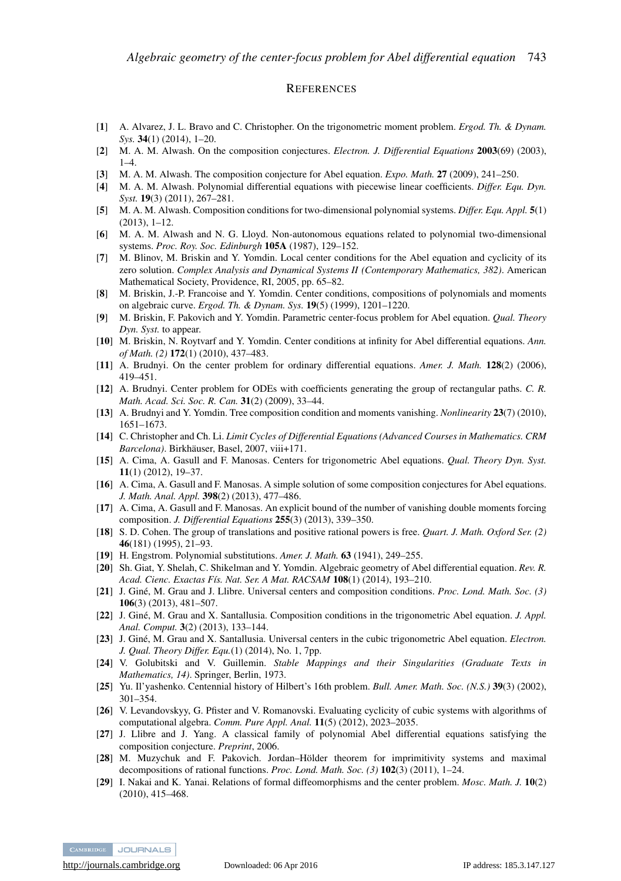## REFERENCES

[**1**] A. Alvarez, J. L. Bravo and C. Christopher. On the trigonometric moment problem. *Ergod. Th. & Dynam. Sys.* **34**(1) (2014), 1–20.

[**2**] M. A. M. Alwash. On the composition conjectures. *Electron. J. Differential Equations* **2003**(69) (2003), 1–4.

[**3**] M. A. M. Alwash. The composition conjecture for Abel equation. *Expo. Math.* **27** (2009), 241–250.

[**4**] M. A. M. Alwash. Polynomial differential equations with piecewise linear coefficients. *Differ. Equ. Dyn. Syst.* **19**(3) (2011), 267–281.

[**5**] M. A. M. Alwash. Composition conditions for two-dimensional polynomial systems. *Differ. Equ. Appl.* **5**(1) (2013), 1–12.

[**6**] M. A. M. Alwash and N. G. Lloyd. Non-autonomous equations related to polynomial two-dimensional systems. *Proc. Roy. Soc. Edinburgh* **105A** (1987), 129–152.

[**7**] M. Blinov, M. Briskin and Y. Yomdin. Local center conditions for the Abel equation and cyclicity of its zero solution. *Complex Analysis and Dynamical Systems II (Contemporary Mathematics, 382)*. American Mathematical Society, Providence, RI, 2005, pp. 65–82.

[**8**] M. Briskin, J.-P. Francoise and Y. Yomdin. Center conditions, compositions of polynomials and moments on algebraic curve. *Ergod. Th. & Dynam. Sys.* **19**(5) (1999), 1201–1220.

[**9**] M. Briskin, F. Pakovich and Y. Yomdin. Parametric center-focus problem for Abel equation. *Qual. Theory Dyn. Syst.* to appear.

[**10**] M. Briskin, N. Roytvarf and Y. Yomdin. Center conditions at infinity for Abel differential equations. *Ann. of Math. (2)* **172**(1) (2010), 437–483.

[**11**] A. Brudnyi. On the center problem for ordinary differential equations. *Amer. J. Math.* **128**(2) (2006), 419–451.

[**12**] A. Brudnyi. Center problem for ODEs with coefficients generating the group of rectangular paths. *C. R. Math. Acad. Sci. Soc. R. Can.* **31**(2) (2009), 33–44.

[**13**] A. Brudnyi and Y. Yomdin. Tree composition condition and moments vanishing. *Nonlinearity* **23**(7) (2010), 1651–1673.

[**14**] C. Christopher and Ch. Li. *Limit Cycles of Differential Equations (Advanced Courses in Mathematics. CRM Barcelona)*. Birkhäuser, Basel, 2007, viii+171.

[**15**] A. Cima, A. Gasull and F. Manosas. Centers for trigonometric Abel equations. *Qual. Theory Dyn. Syst.* **11**(1) (2012), 19–37.

[**16**] A. Cima, A. Gasull and F. Manosas. A simple solution of some composition conjectures for Abel equations. *J. Math. Anal. Appl.* **398**(2) (2013), 477–486.

[**17**] A. Cima, A. Gasull and F. Manosas. An explicit bound of the number of vanishing double moments forcing composition. *J. Differential Equations* **255**(3) (2013), 339–350.

[**18**] S. D. Cohen. The group of translations and positive rational powers is free. *Quart. J. Math. Oxford Ser. (2)* **46**(181) (1995), 21–93.

[**19**] H. Engstrom. Polynomial substitutions. *Amer. J. Math.* **63** (1941), 249–255.

[**20**] Sh. Giat, Y. Shelah, C. Shikelman and Y. Yomdin. Algebraic geometry of Abel differential equation. *Rev. R. Acad. Cienc. Exactas Fís. Nat. Ser. A Mat. RACSAM* **108**(1) (2014), 193–210.

[**21**] J. Giné, M. Grau and J. Llibre. Universal centers and composition conditions. *Proc. Lond. Math. Soc. (3)* **106**(3) (2013), 481–507.

[**22**] J. Giné, M. Grau and X. Santallusia. Composition conditions in the trigonometric Abel equation. *J. Appl. Anal. Comput.* **3**(2) (2013), 133–144.

[**23**] J. Giné, M. Grau and X. Santallusia. Universal centers in the cubic trigonometric Abel equation. *Electron. J. Qual. Theory Differ. Equ.*(1) (2014), No. 1, 7pp.

[**24**] V. Golubitski and V. Guillemin. *Stable Mappings and their Singularities (Graduate Texts in Mathematics, 14)*. Springer, Berlin, 1973.

[**25**] Yu. Il'yashenko. Centennial history of Hilbert's 16th problem. *Bull. Amer. Math. Soc. (N.S.)* **39**(3) (2002), 301–354.

[**26**] V. Levandovskyy, G. Pfister and V. Romanovski. Evaluating cyclicity of cubic systems with algorithms of computational algebra. *Comm. Pure Appl. Anal.* **11**(5) (2012), 2023–2035.

[**27**] J. Llibre and J. Yang. A classical family of polynomial Abel differential equations satisfying the composition conjecture. *Preprint*, 2006.

[**28**] M. Muzychuk and F. Pakovich. Jordan–Hölder theorem for imprimitivity systems and maximal decompositions of rational functions. *Proc. Lond. Math. Soc. (3)* **102**(3) (2011), 1–24.

[**29**] I. Nakai and K. Yanai. Relations of formal diffeomorphisms and the center problem. *Mosc. Math. J.* **10**(2) (2010), 415–468.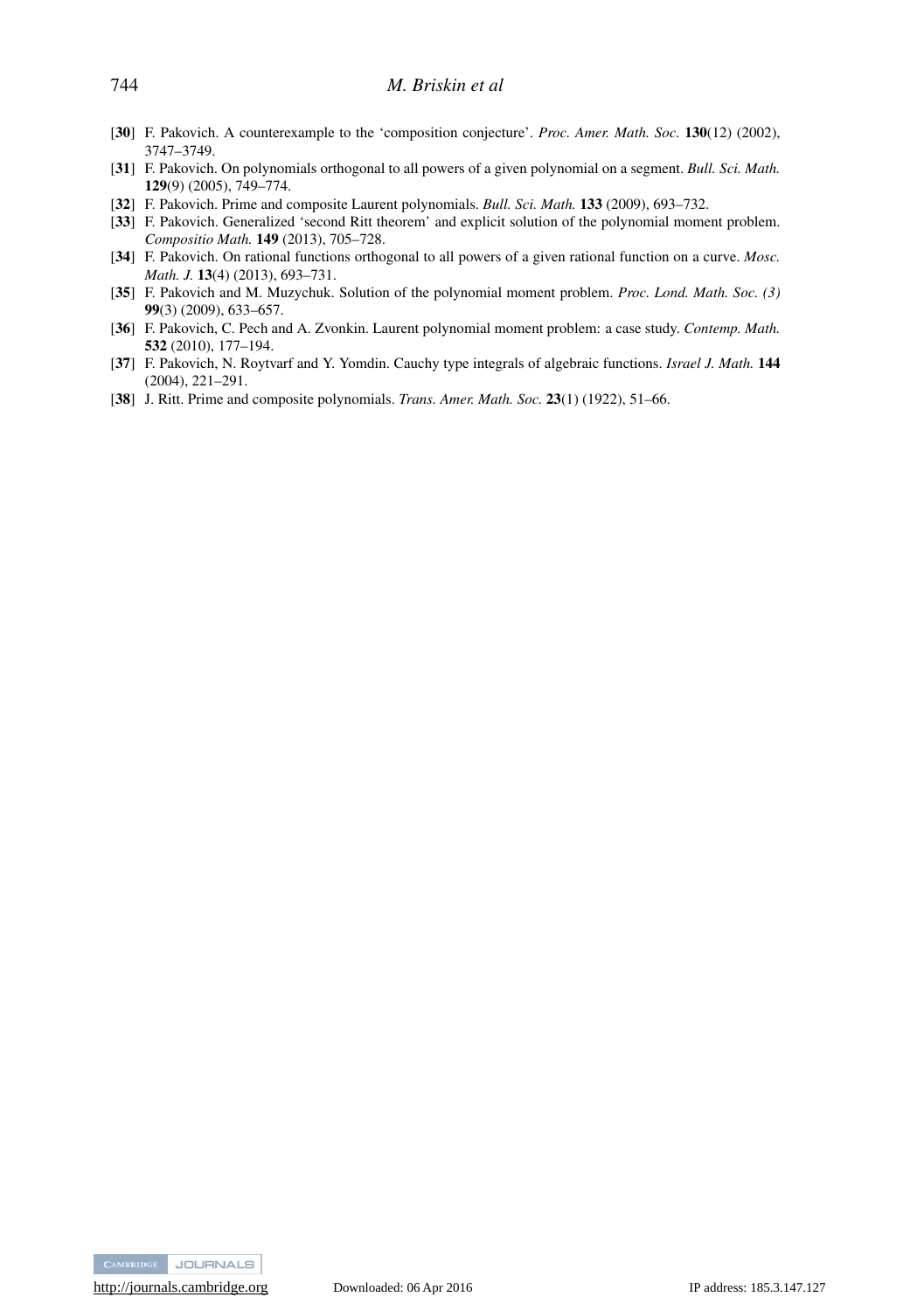[**30**] F. Pakovich. A counterexample to the 'composition conjecture'. *Proc. Amer. Math. Soc.* **130**(12) (2002), 3747–3749.

[**31**] F. Pakovich. On polynomials orthogonal to all powers of a given polynomial on a segment. *Bull. Sci. Math.* **129**(9) (2005), 749–774.

[**32**] F. Pakovich. Prime and composite Laurent polynomials. *Bull. Sci. Math.* **133** (2009), 693–732.

[**33**] F. Pakovich. Generalized 'second Ritt theorem' and explicit solution of the polynomial moment problem. *Compositio Math.* **149** (2013), 705–728.

[**34**] F. Pakovich. On rational functions orthogonal to all powers of a given rational function on a curve. *Mosc. Math. J.* **13**(4) (2013), 693–731.

[**35**] F. Pakovich and M. Muzychuk. Solution of the polynomial moment problem. *Proc. Lond. Math. Soc. (3)* **99**(3) (2009), 633–657.

[**36**] F. Pakovich, C. Pech and A. Zvonkin. Laurent polynomial moment problem: a case study. *Contemp. Math.* **532** (2010), 177–194.

[**37**] F. Pakovich, N. Roytvarf and Y. Yomdin. Cauchy type integrals of algebraic functions. *Israel J. Math.* **144** (2004), 221–291.

[**38**] J. Ritt. Prime and composite polynomials. *Trans. Amer. Math. Soc.* **23**(1) (1922), 51–66.